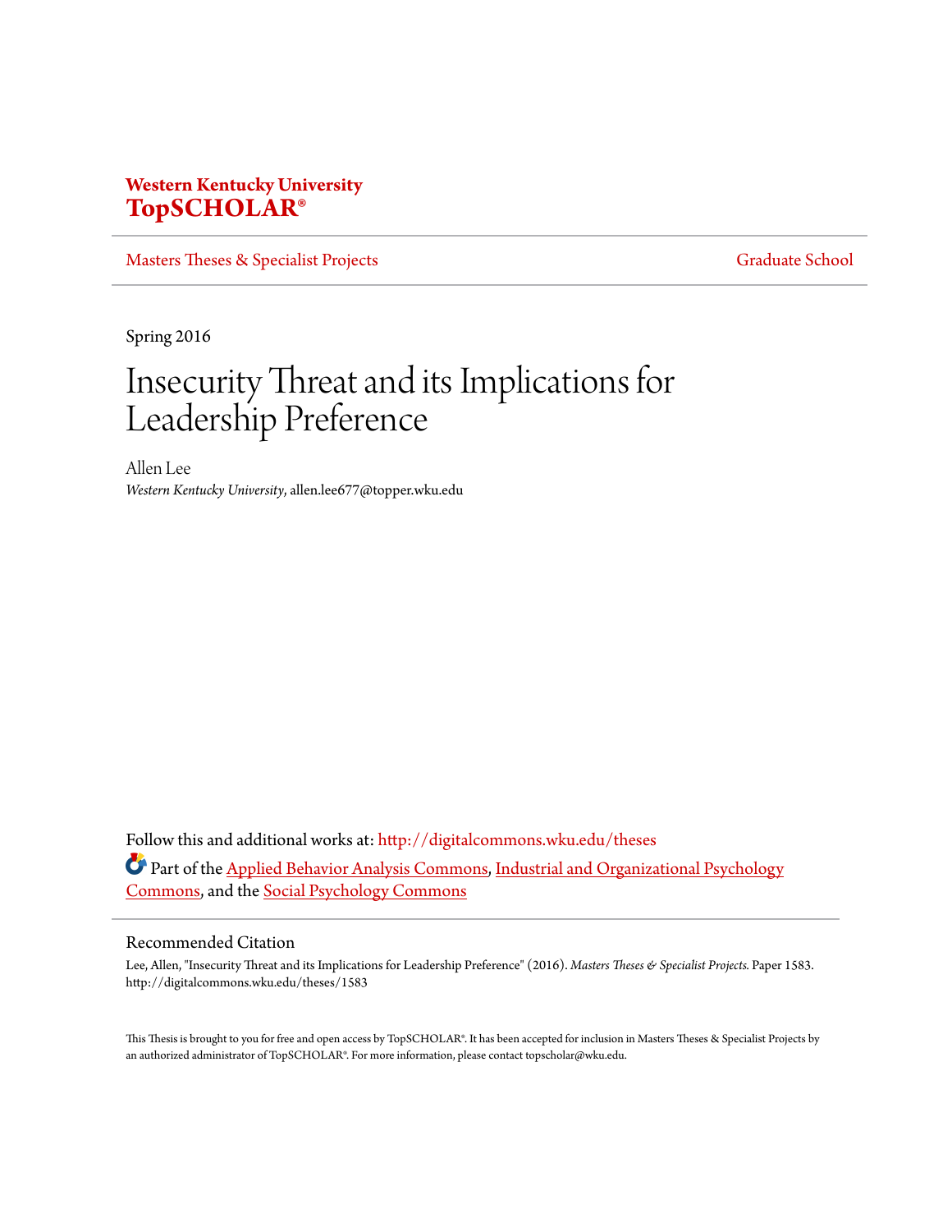Western Kentucky University
**TopSCHOLAR®**

Masters Theses & Specialist Projects | Graduate School

Spring 2016

# Insecurity Threat and its Implications for Leadership Preference

Allen Lee
*Western Kentucky University*, allen.lee677@topper.wku.edu

Follow this and additional works at: http://digitalcommons.wku.edu/theses

Part of the Applied Behavior Analysis Commons, Industrial and Organizational Psychology Commons, and the Social Psychology Commons

## Recommended Citation

Lee, Allen, "Insecurity Threat and its Implications for Leadership Preference" (2016). *Masters Theses & Specialist Projects.* Paper 1583. http://digitalcommons.wku.edu/theses/1583

This Thesis is brought to you for free and open access by TopSCHOLAR®. It has been accepted for inclusion in Masters Theses & Specialist Projects by an authorized administrator of TopSCHOLAR®. For more information, please contact topscholar@wku.edu.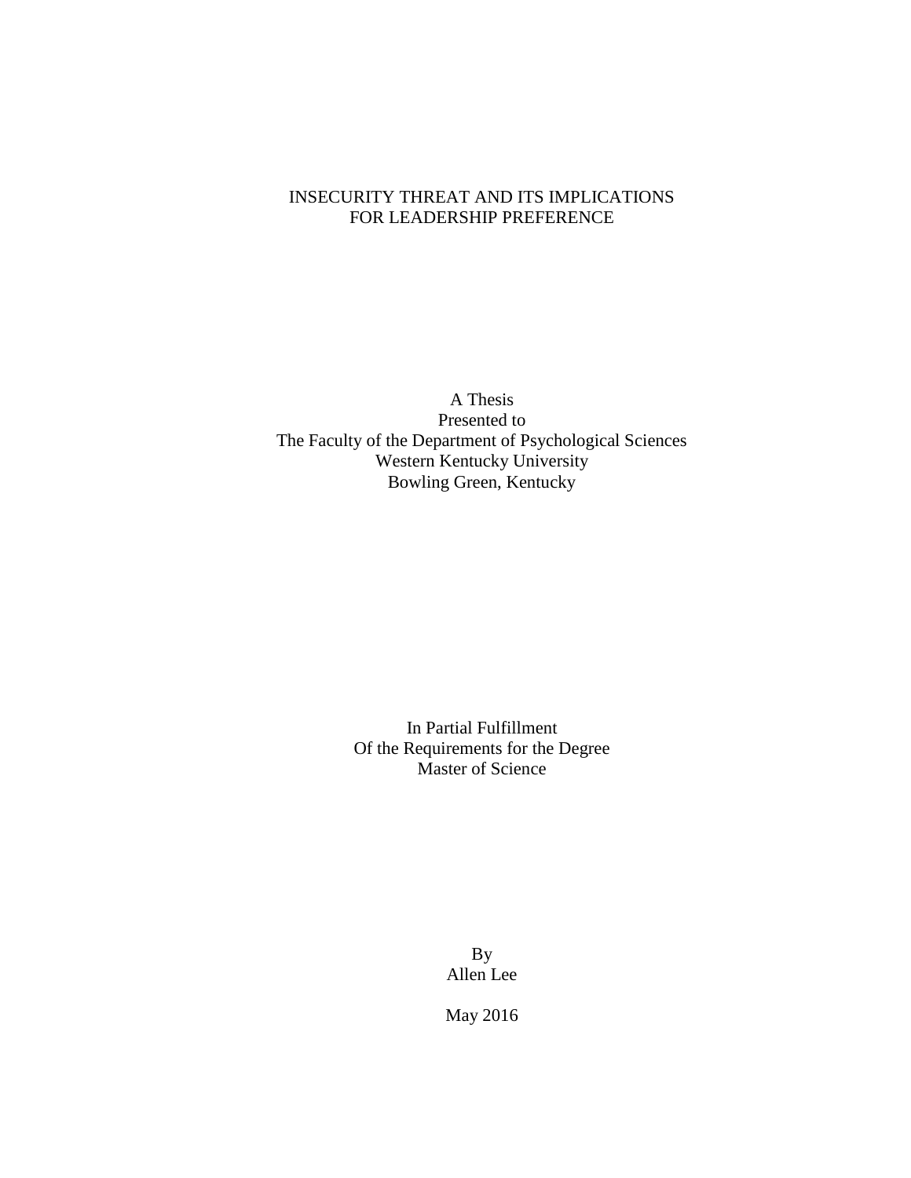# INSECURITY THREAT AND ITS IMPLICATIONS FOR LEADERSHIP PREFERENCE

A Thesis
Presented to
The Faculty of the Department of Psychological Sciences
Western Kentucky University
Bowling Green, Kentucky

In Partial Fulfillment
Of the Requirements for the Degree
Master of Science

By
Allen Lee

May 2016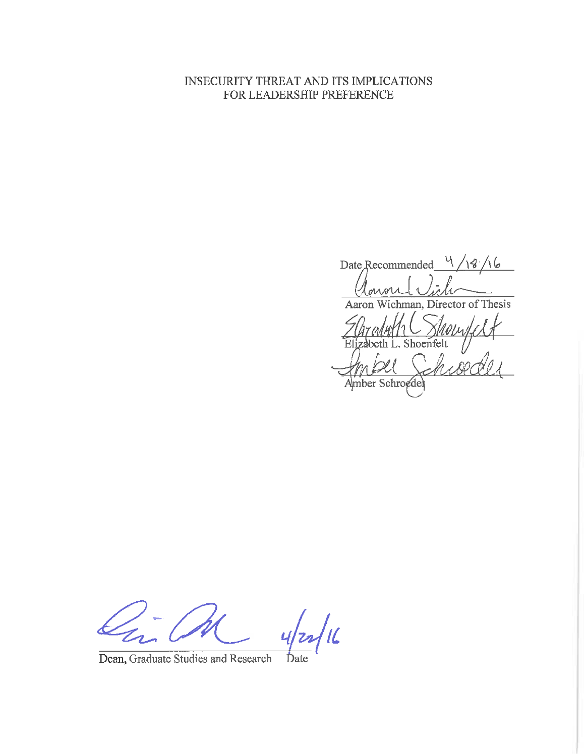INSECURITY THREAT AND ITS IMPLICATIONS
FOR LEADERSHIP PREFERENCE

Date Recommended 4/18/16

Aaron Wichman, Director of Thesis

Elizabeth L. Shoenfelt

Amber Schroeder

Dean, Graduate Studies and Research     Date 4/22/16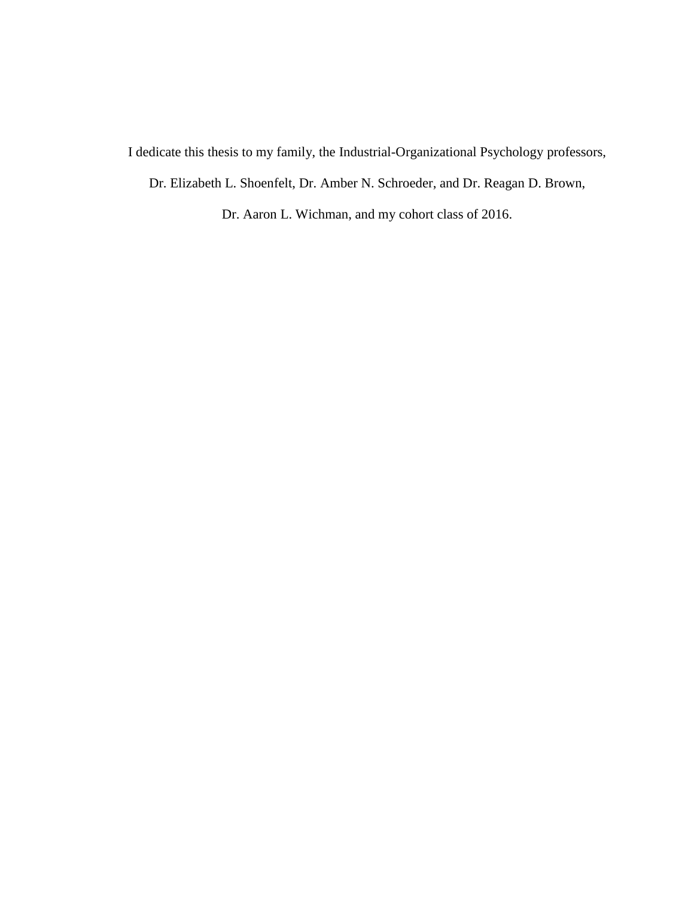I dedicate this thesis to my family, the Industrial-Organizational Psychology professors, Dr. Elizabeth L. Shoenfelt, Dr. Amber N. Schroeder, and Dr. Reagan D. Brown, Dr. Aaron L. Wichman, and my cohort class of 2016.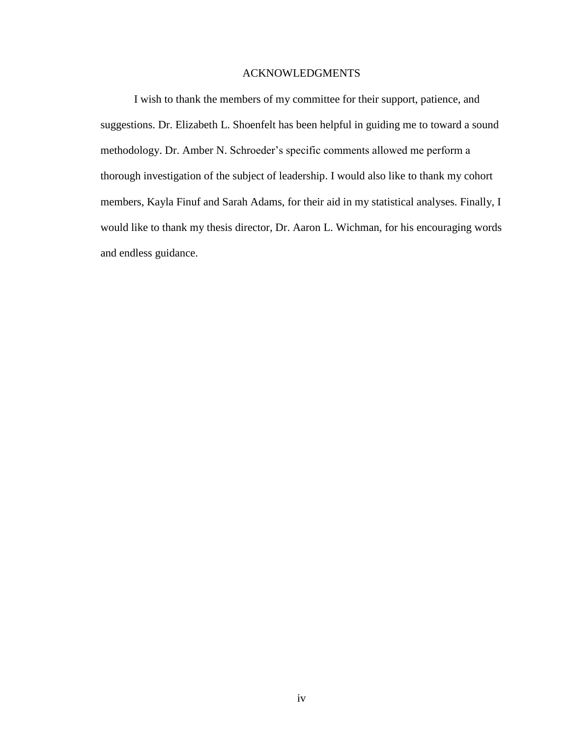# ACKNOWLEDGMENTS

I wish to thank the members of my committee for their support, patience, and suggestions. Dr. Elizabeth L. Shoenfelt has been helpful in guiding me to toward a sound methodology. Dr. Amber N. Schroeder's specific comments allowed me perform a thorough investigation of the subject of leadership. I would also like to thank my cohort members, Kayla Finuf and Sarah Adams, for their aid in my statistical analyses. Finally, I would like to thank my thesis director, Dr. Aaron L. Wichman, for his encouraging words and endless guidance.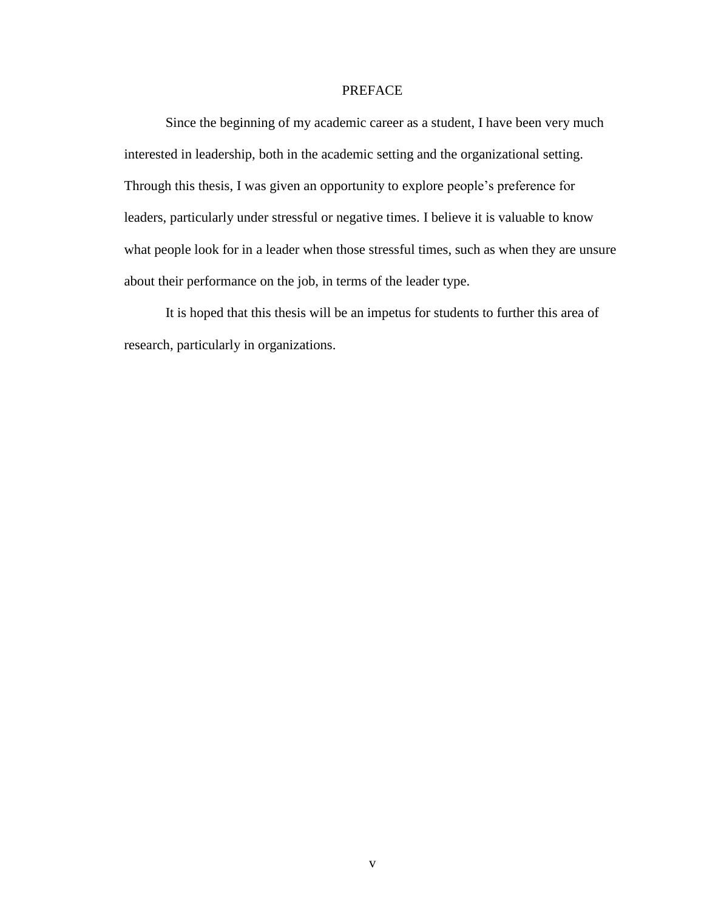# PREFACE

Since the beginning of my academic career as a student, I have been very much interested in leadership, both in the academic setting and the organizational setting. Through this thesis, I was given an opportunity to explore people's preference for leaders, particularly under stressful or negative times. I believe it is valuable to know what people look for in a leader when those stressful times, such as when they are unsure about their performance on the job, in terms of the leader type.

It is hoped that this thesis will be an impetus for students to further this area of research, particularly in organizations.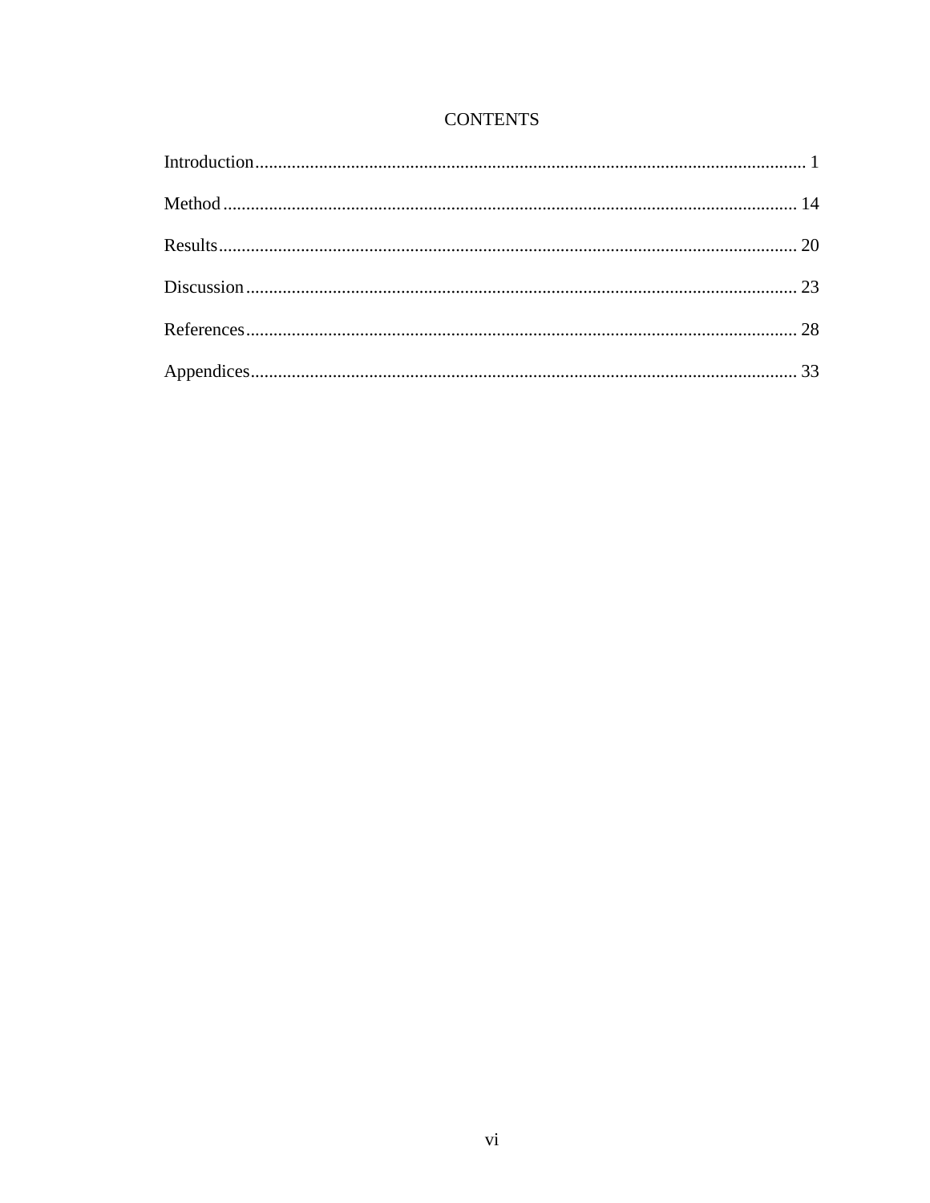# CONTENTS

Introduction........................................................................................................................ 1

Method ............................................................................................................................. 14

Results.............................................................................................................................. 20

Discussion ........................................................................................................................ 23

References........................................................................................................................ 28

Appendices....................................................................................................................... 33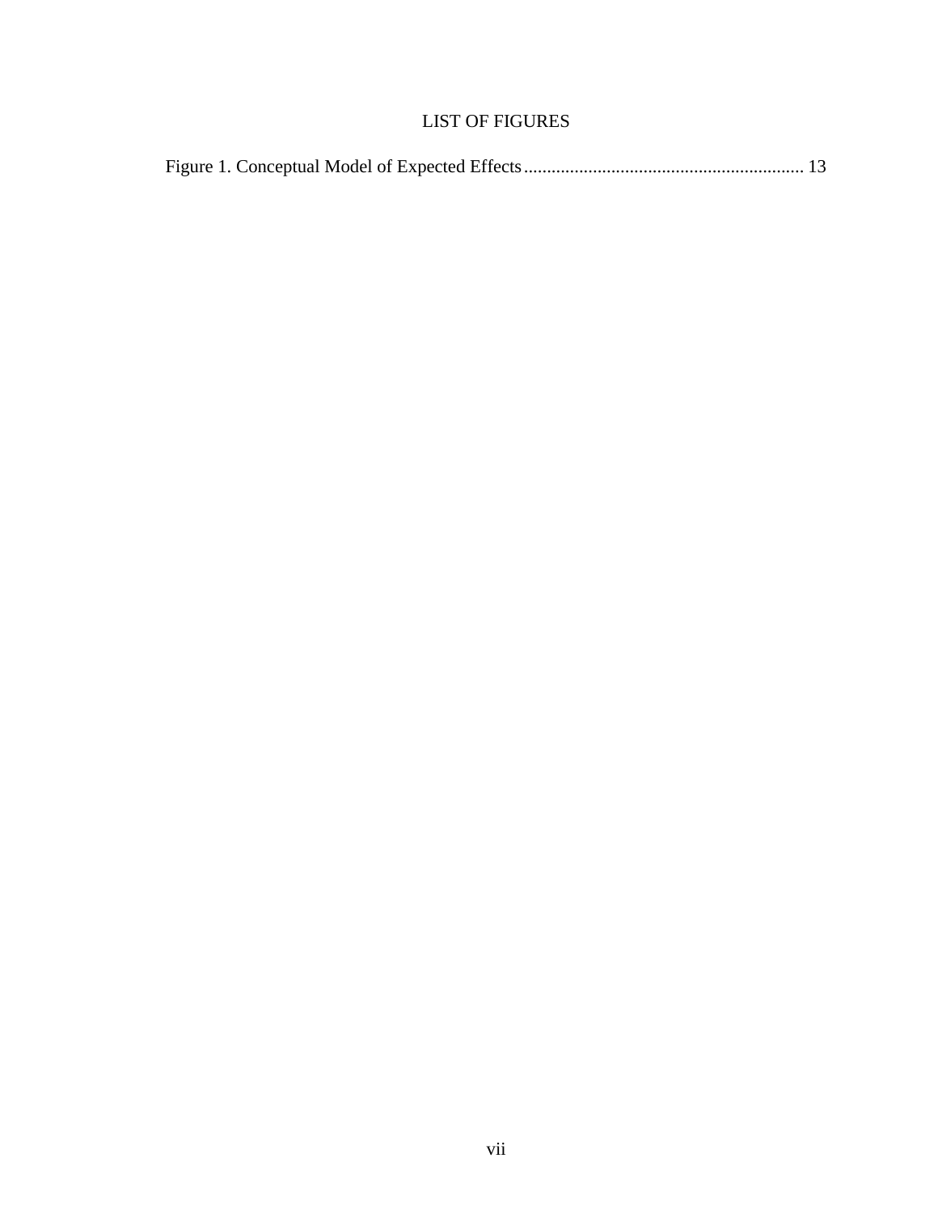# LIST OF FIGURES

Figure 1. Conceptual Model of Expected Effects ............................................................ 13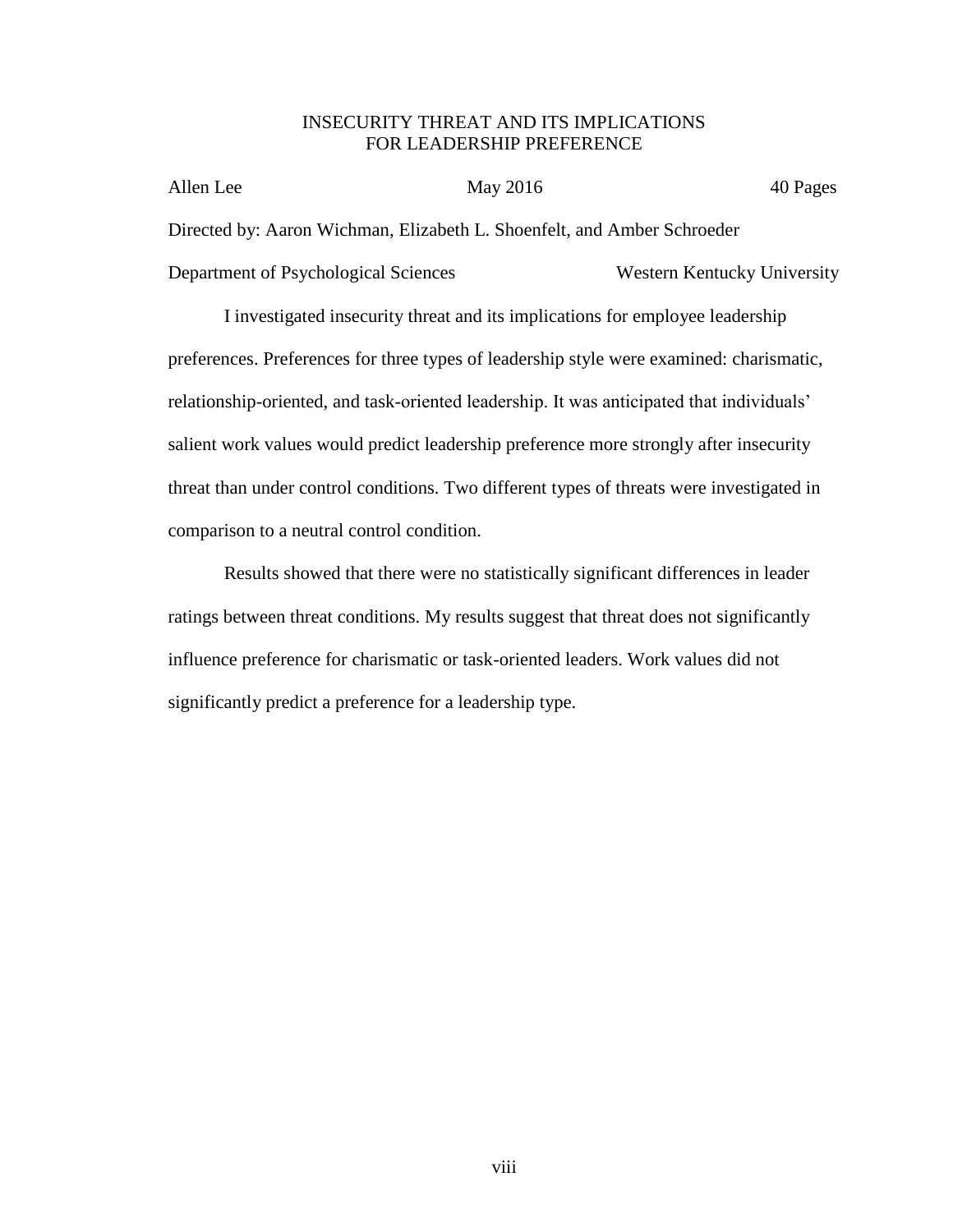# INSECURITY THREAT AND ITS IMPLICATIONS FOR LEADERSHIP PREFERENCE

Allen Lee May 2016 40 Pages

Directed by: Aaron Wichman, Elizabeth L. Shoenfelt, and Amber Schroeder

Department of Psychological Sciences Western Kentucky University

I investigated insecurity threat and its implications for employee leadership preferences. Preferences for three types of leadership style were examined: charismatic, relationship-oriented, and task-oriented leadership. It was anticipated that individuals' salient work values would predict leadership preference more strongly after insecurity threat than under control conditions. Two different types of threats were investigated in comparison to a neutral control condition.

Results showed that there were no statistically significant differences in leader ratings between threat conditions. My results suggest that threat does not significantly influence preference for charismatic or task-oriented leaders. Work values did not significantly predict a preference for a leadership type.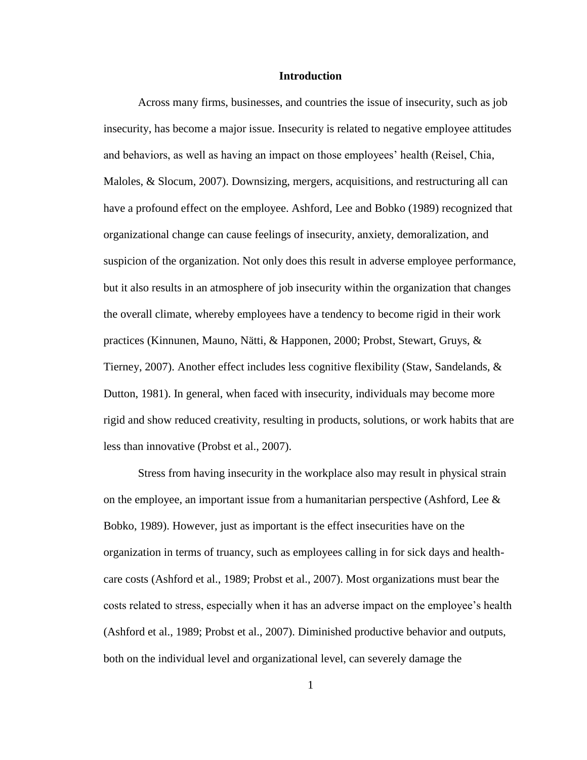# Introduction

Across many firms, businesses, and countries the issue of insecurity, such as job insecurity, has become a major issue. Insecurity is related to negative employee attitudes and behaviors, as well as having an impact on those employees' health (Reisel, Chia, Maloles, & Slocum, 2007). Downsizing, mergers, acquisitions, and restructuring all can have a profound effect on the employee. Ashford, Lee and Bobko (1989) recognized that organizational change can cause feelings of insecurity, anxiety, demoralization, and suspicion of the organization. Not only does this result in adverse employee performance, but it also results in an atmosphere of job insecurity within the organization that changes the overall climate, whereby employees have a tendency to become rigid in their work practices (Kinnunen, Mauno, Nätti, & Happonen, 2000; Probst, Stewart, Gruys, & Tierney, 2007). Another effect includes less cognitive flexibility (Staw, Sandelands, & Dutton, 1981). In general, when faced with insecurity, individuals may become more rigid and show reduced creativity, resulting in products, solutions, or work habits that are less than innovative (Probst et al., 2007).

Stress from having insecurity in the workplace also may result in physical strain on the employee, an important issue from a humanitarian perspective (Ashford, Lee & Bobko, 1989). However, just as important is the effect insecurities have on the organization in terms of truancy, such as employees calling in for sick days and health-care costs (Ashford et al., 1989; Probst et al., 2007). Most organizations must bear the costs related to stress, especially when it has an adverse impact on the employee's health (Ashford et al., 1989; Probst et al., 2007). Diminished productive behavior and outputs, both on the individual level and organizational level, can severely damage the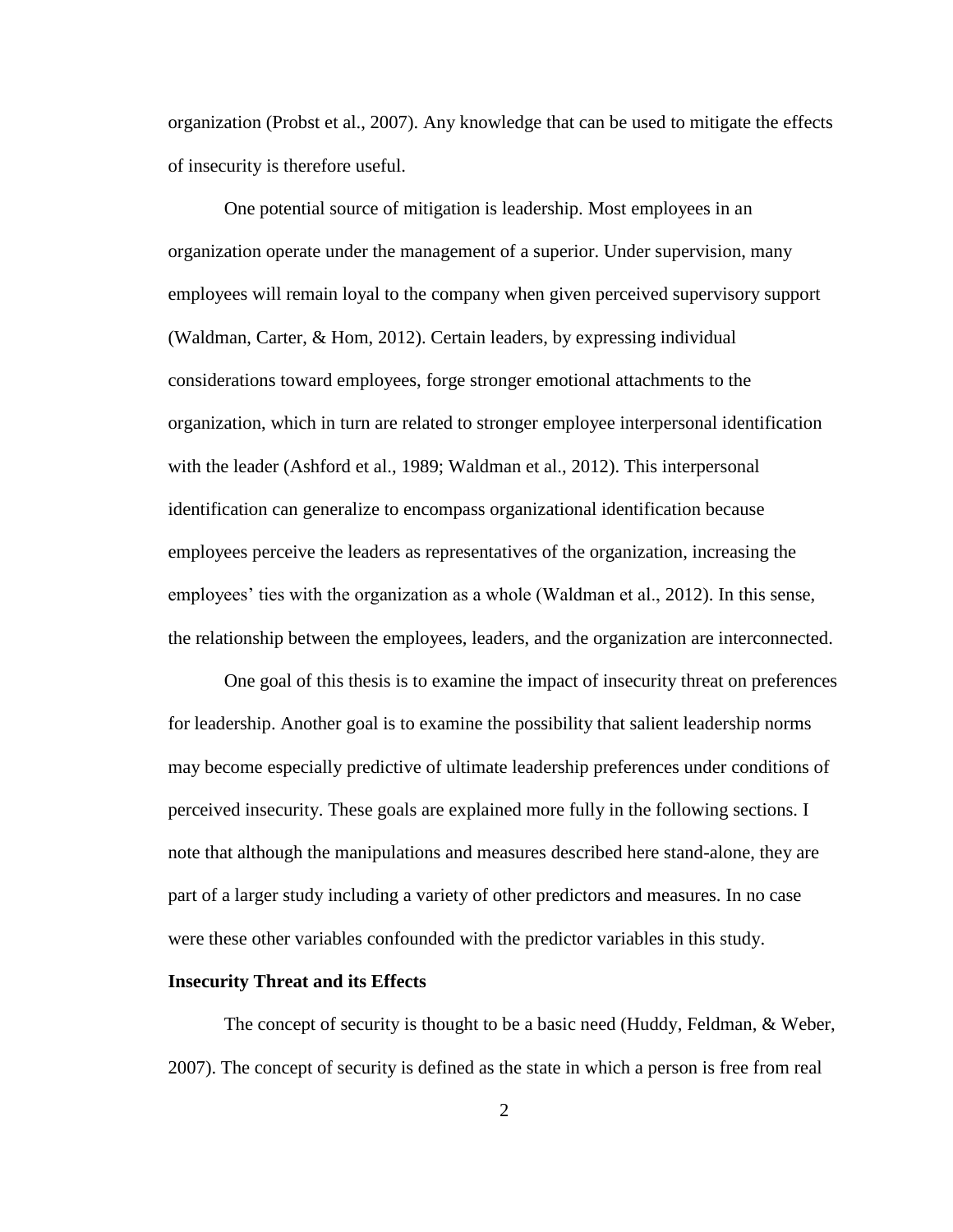organization (Probst et al., 2007). Any knowledge that can be used to mitigate the effects of insecurity is therefore useful.

One potential source of mitigation is leadership. Most employees in an organization operate under the management of a superior. Under supervision, many employees will remain loyal to the company when given perceived supervisory support (Waldman, Carter, & Hom, 2012). Certain leaders, by expressing individual considerations toward employees, forge stronger emotional attachments to the organization, which in turn are related to stronger employee interpersonal identification with the leader (Ashford et al., 1989; Waldman et al., 2012). This interpersonal identification can generalize to encompass organizational identification because employees perceive the leaders as representatives of the organization, increasing the employees' ties with the organization as a whole (Waldman et al., 2012). In this sense, the relationship between the employees, leaders, and the organization are interconnected.

One goal of this thesis is to examine the impact of insecurity threat on preferences for leadership. Another goal is to examine the possibility that salient leadership norms may become especially predictive of ultimate leadership preferences under conditions of perceived insecurity. These goals are explained more fully in the following sections. I note that although the manipulations and measures described here stand-alone, they are part of a larger study including a variety of other predictors and measures. In no case were these other variables confounded with the predictor variables in this study.

**Insecurity Threat and its Effects**

The concept of security is thought to be a basic need (Huddy, Feldman, & Weber, 2007). The concept of security is defined as the state in which a person is free from real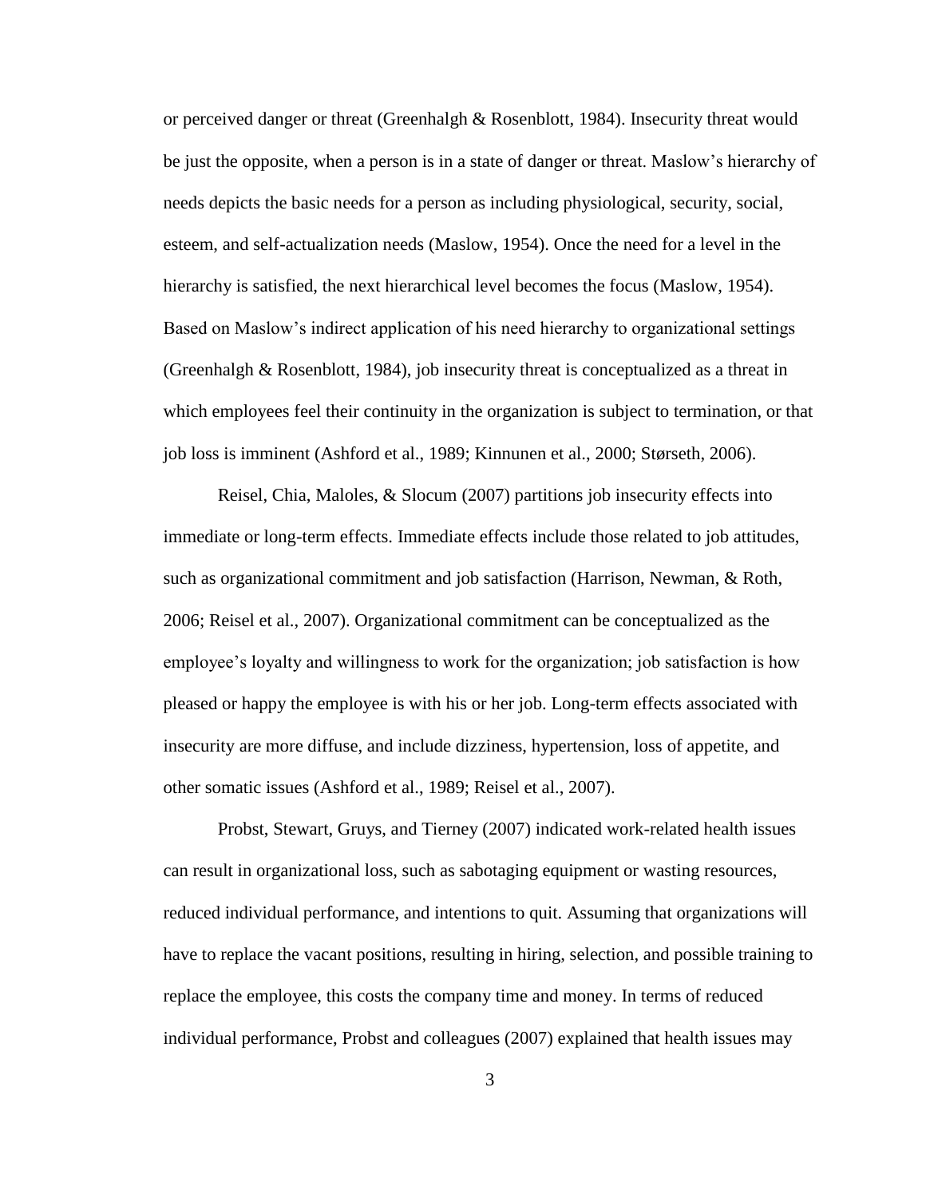or perceived danger or threat (Greenhalgh & Rosenblott, 1984). Insecurity threat would be just the opposite, when a person is in a state of danger or threat. Maslow's hierarchy of needs depicts the basic needs for a person as including physiological, security, social, esteem, and self-actualization needs (Maslow, 1954). Once the need for a level in the hierarchy is satisfied, the next hierarchical level becomes the focus (Maslow, 1954). Based on Maslow's indirect application of his need hierarchy to organizational settings (Greenhalgh & Rosenblott, 1984), job insecurity threat is conceptualized as a threat in which employees feel their continuity in the organization is subject to termination, or that job loss is imminent (Ashford et al., 1989; Kinnunen et al., 2000; Størseth, 2006).

Reisel, Chia, Maloles, & Slocum (2007) partitions job insecurity effects into immediate or long-term effects. Immediate effects include those related to job attitudes, such as organizational commitment and job satisfaction (Harrison, Newman, & Roth, 2006; Reisel et al., 2007). Organizational commitment can be conceptualized as the employee's loyalty and willingness to work for the organization; job satisfaction is how pleased or happy the employee is with his or her job. Long-term effects associated with insecurity are more diffuse, and include dizziness, hypertension, loss of appetite, and other somatic issues (Ashford et al., 1989; Reisel et al., 2007).

Probst, Stewart, Gruys, and Tierney (2007) indicated work-related health issues can result in organizational loss, such as sabotaging equipment or wasting resources, reduced individual performance, and intentions to quit. Assuming that organizations will have to replace the vacant positions, resulting in hiring, selection, and possible training to replace the employee, this costs the company time and money. In terms of reduced individual performance, Probst and colleagues (2007) explained that health issues may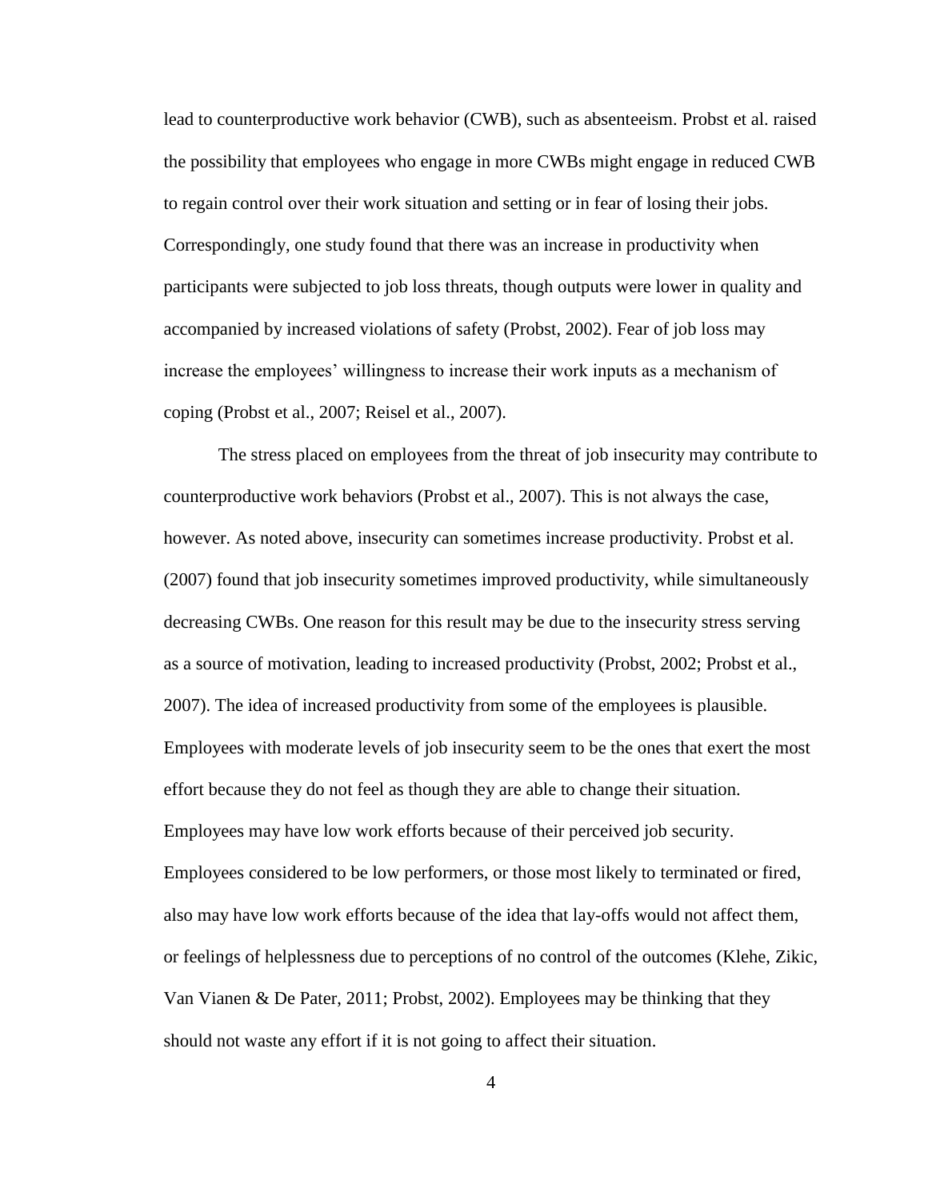lead to counterproductive work behavior (CWB), such as absenteeism. Probst et al. raised the possibility that employees who engage in more CWBs might engage in reduced CWB to regain control over their work situation and setting or in fear of losing their jobs. Correspondingly, one study found that there was an increase in productivity when participants were subjected to job loss threats, though outputs were lower in quality and accompanied by increased violations of safety (Probst, 2002). Fear of job loss may increase the employees' willingness to increase their work inputs as a mechanism of coping (Probst et al., 2007; Reisel et al., 2007).

The stress placed on employees from the threat of job insecurity may contribute to counterproductive work behaviors (Probst et al., 2007). This is not always the case, however. As noted above, insecurity can sometimes increase productivity. Probst et al. (2007) found that job insecurity sometimes improved productivity, while simultaneously decreasing CWBs. One reason for this result may be due to the insecurity stress serving as a source of motivation, leading to increased productivity (Probst, 2002; Probst et al., 2007). The idea of increased productivity from some of the employees is plausible. Employees with moderate levels of job insecurity seem to be the ones that exert the most effort because they do not feel as though they are able to change their situation. Employees may have low work efforts because of their perceived job security. Employees considered to be low performers, or those most likely to terminated or fired, also may have low work efforts because of the idea that lay-offs would not affect them, or feelings of helplessness due to perceptions of no control of the outcomes (Klehe, Zikic, Van Vianen & De Pater, 2011; Probst, 2002). Employees may be thinking that they should not waste any effort if it is not going to affect their situation.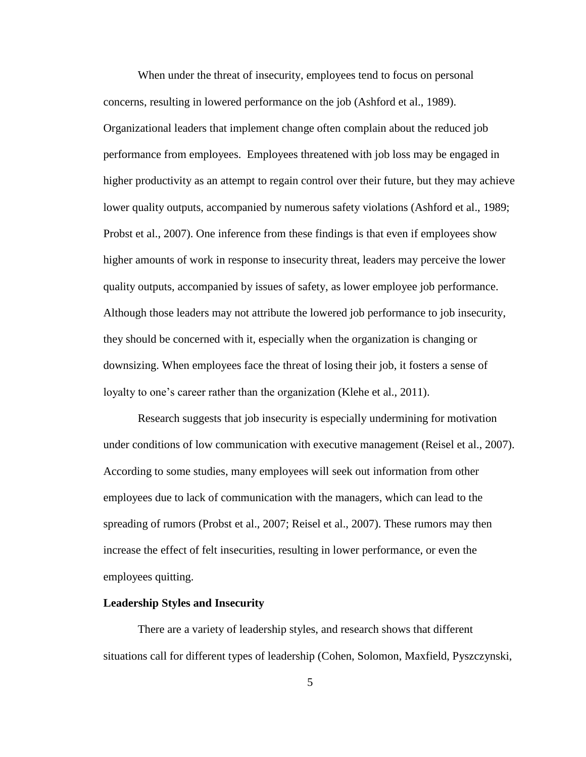When under the threat of insecurity, employees tend to focus on personal concerns, resulting in lowered performance on the job (Ashford et al., 1989). Organizational leaders that implement change often complain about the reduced job performance from employees. Employees threatened with job loss may be engaged in higher productivity as an attempt to regain control over their future, but they may achieve lower quality outputs, accompanied by numerous safety violations (Ashford et al., 1989; Probst et al., 2007). One inference from these findings is that even if employees show higher amounts of work in response to insecurity threat, leaders may perceive the lower quality outputs, accompanied by issues of safety, as lower employee job performance. Although those leaders may not attribute the lowered job performance to job insecurity, they should be concerned with it, especially when the organization is changing or downsizing. When employees face the threat of losing their job, it fosters a sense of loyalty to one's career rather than the organization (Klehe et al., 2011).

Research suggests that job insecurity is especially undermining for motivation under conditions of low communication with executive management (Reisel et al., 2007). According to some studies, many employees will seek out information from other employees due to lack of communication with the managers, which can lead to the spreading of rumors (Probst et al., 2007; Reisel et al., 2007). These rumors may then increase the effect of felt insecurities, resulting in lower performance, or even the employees quitting.

**Leadership Styles and Insecurity**

There are a variety of leadership styles, and research shows that different situations call for different types of leadership (Cohen, Solomon, Maxfield, Pyszczynski,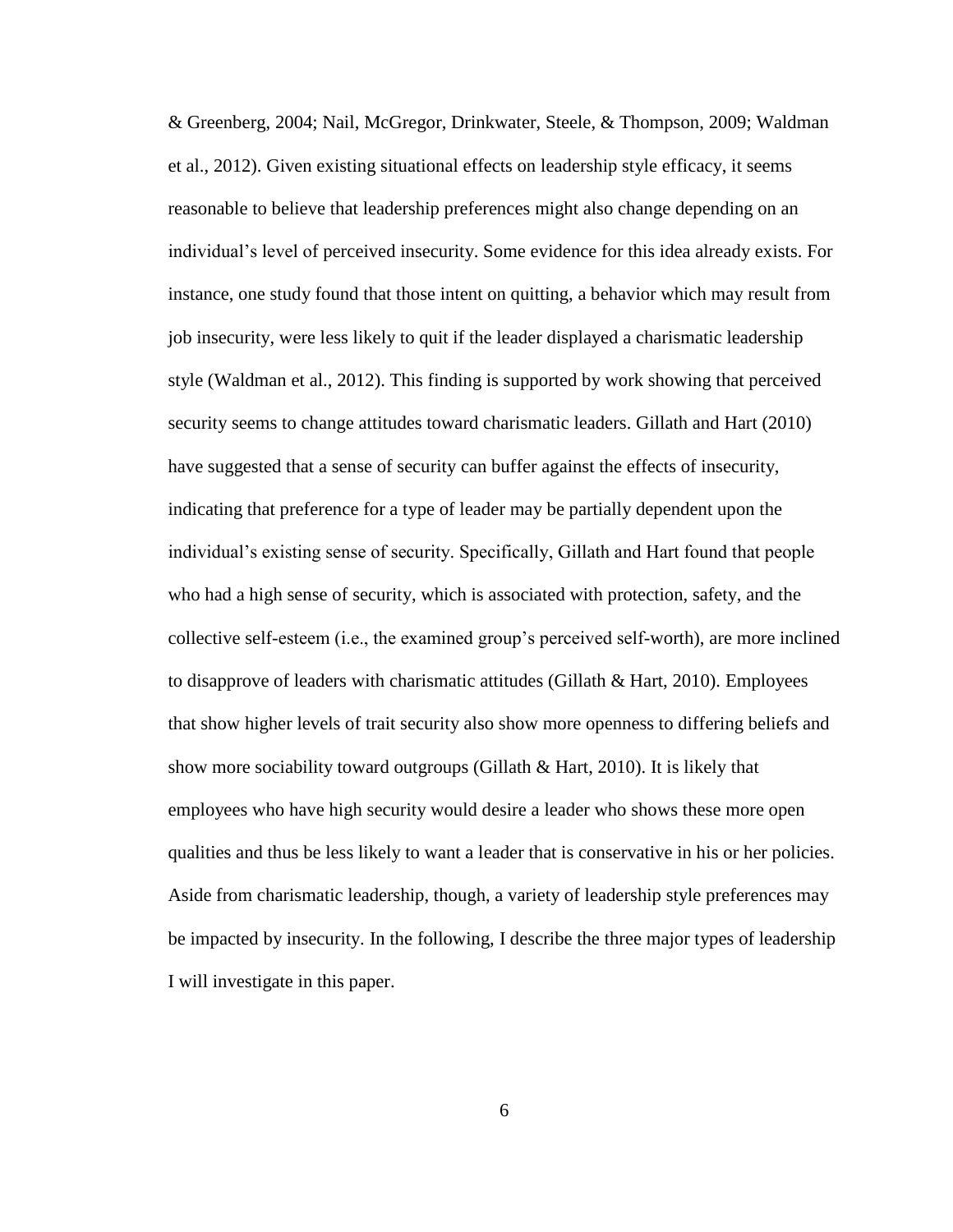& Greenberg, 2004; Nail, McGregor, Drinkwater, Steele, & Thompson, 2009; Waldman et al., 2012). Given existing situational effects on leadership style efficacy, it seems reasonable to believe that leadership preferences might also change depending on an individual's level of perceived insecurity. Some evidence for this idea already exists. For instance, one study found that those intent on quitting, a behavior which may result from job insecurity, were less likely to quit if the leader displayed a charismatic leadership style (Waldman et al., 2012). This finding is supported by work showing that perceived security seems to change attitudes toward charismatic leaders. Gillath and Hart (2010) have suggested that a sense of security can buffer against the effects of insecurity, indicating that preference for a type of leader may be partially dependent upon the individual's existing sense of security. Specifically, Gillath and Hart found that people who had a high sense of security, which is associated with protection, safety, and the collective self-esteem (i.e., the examined group's perceived self-worth), are more inclined to disapprove of leaders with charismatic attitudes (Gillath & Hart, 2010). Employees that show higher levels of trait security also show more openness to differing beliefs and show more sociability toward outgroups (Gillath & Hart, 2010). It is likely that employees who have high security would desire a leader who shows these more open qualities and thus be less likely to want a leader that is conservative in his or her policies. Aside from charismatic leadership, though, a variety of leadership style preferences may be impacted by insecurity. In the following, I describe the three major types of leadership I will investigate in this paper.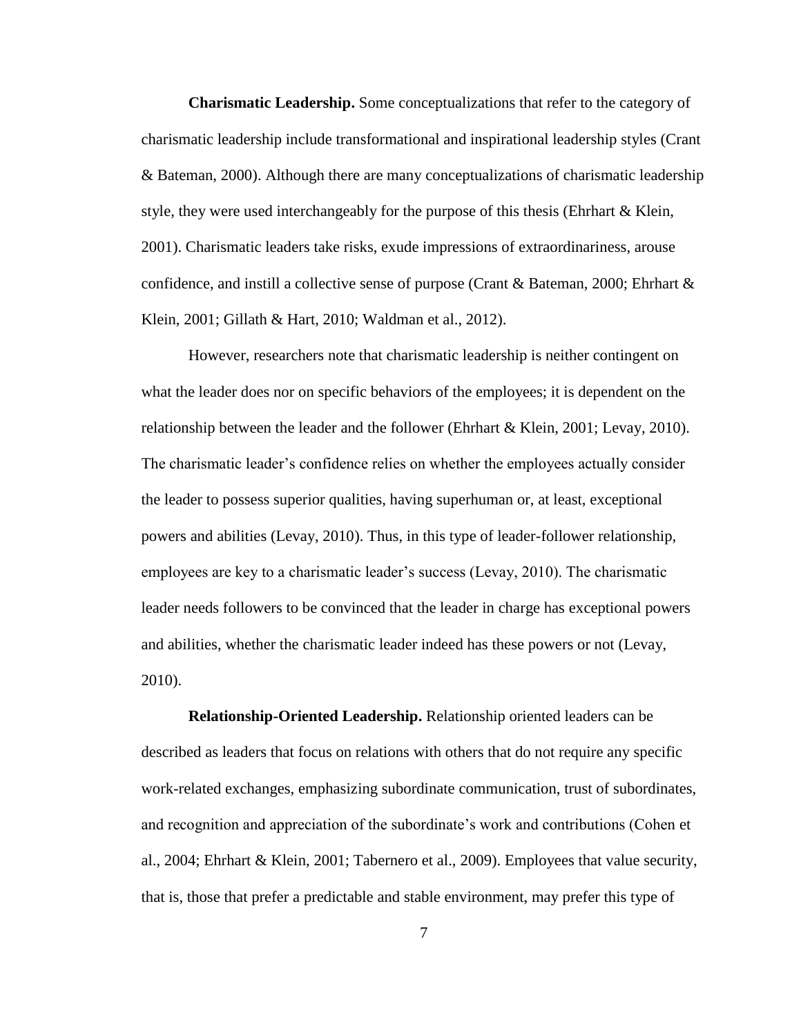**Charismatic Leadership.** Some conceptualizations that refer to the category of charismatic leadership include transformational and inspirational leadership styles (Crant & Bateman, 2000). Although there are many conceptualizations of charismatic leadership style, they were used interchangeably for the purpose of this thesis (Ehrhart & Klein, 2001). Charismatic leaders take risks, exude impressions of extraordinariness, arouse confidence, and instill a collective sense of purpose (Crant & Bateman, 2000; Ehrhart & Klein, 2001; Gillath & Hart, 2010; Waldman et al., 2012).

However, researchers note that charismatic leadership is neither contingent on what the leader does nor on specific behaviors of the employees; it is dependent on the relationship between the leader and the follower (Ehrhart & Klein, 2001; Levay, 2010). The charismatic leader's confidence relies on whether the employees actually consider the leader to possess superior qualities, having superhuman or, at least, exceptional powers and abilities (Levay, 2010). Thus, in this type of leader-follower relationship, employees are key to a charismatic leader's success (Levay, 2010). The charismatic leader needs followers to be convinced that the leader in charge has exceptional powers and abilities, whether the charismatic leader indeed has these powers or not (Levay, 2010).

**Relationship-Oriented Leadership.** Relationship oriented leaders can be described as leaders that focus on relations with others that do not require any specific work-related exchanges, emphasizing subordinate communication, trust of subordinates, and recognition and appreciation of the subordinate's work and contributions (Cohen et al., 2004; Ehrhart & Klein, 2001; Tabernero et al., 2009). Employees that value security, that is, those that prefer a predictable and stable environment, may prefer this type of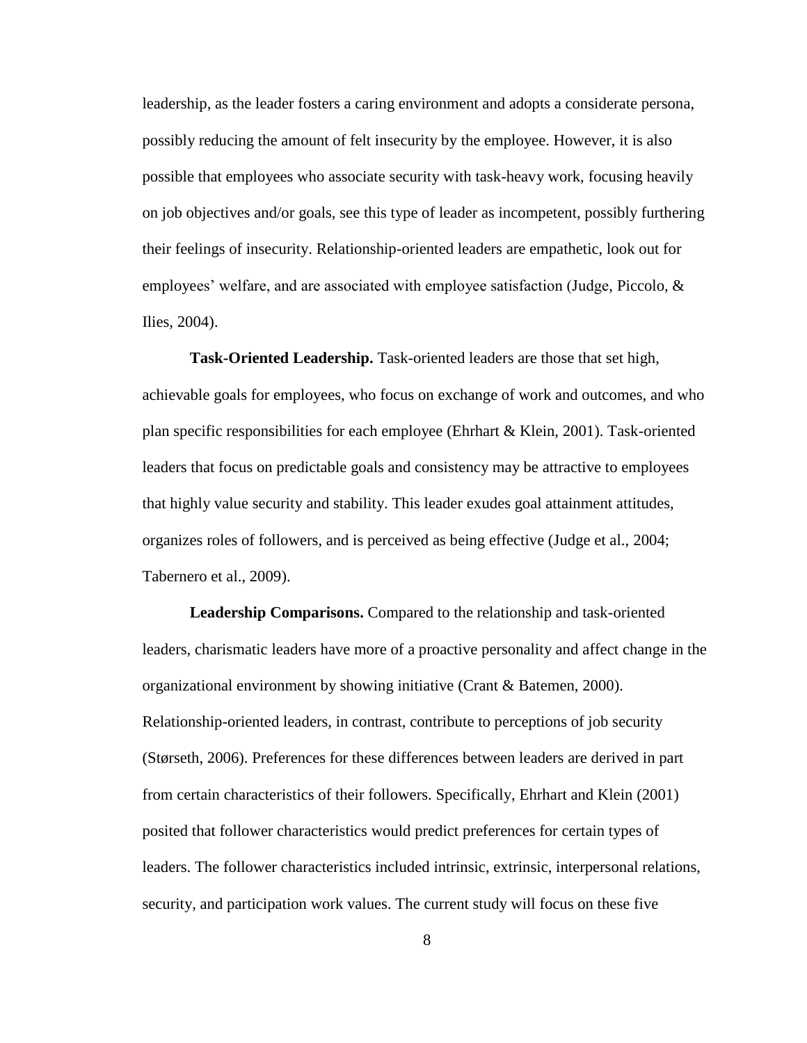leadership, as the leader fosters a caring environment and adopts a considerate persona, possibly reducing the amount of felt insecurity by the employee. However, it is also possible that employees who associate security with task-heavy work, focusing heavily on job objectives and/or goals, see this type of leader as incompetent, possibly furthering their feelings of insecurity. Relationship-oriented leaders are empathetic, look out for employees' welfare, and are associated with employee satisfaction (Judge, Piccolo, & Ilies, 2004).

**Task-Oriented Leadership.** Task-oriented leaders are those that set high, achievable goals for employees, who focus on exchange of work and outcomes, and who plan specific responsibilities for each employee (Ehrhart & Klein, 2001). Task-oriented leaders that focus on predictable goals and consistency may be attractive to employees that highly value security and stability. This leader exudes goal attainment attitudes, organizes roles of followers, and is perceived as being effective (Judge et al., 2004; Tabernero et al., 2009).

**Leadership Comparisons.** Compared to the relationship and task-oriented leaders, charismatic leaders have more of a proactive personality and affect change in the organizational environment by showing initiative (Crant & Batemen, 2000). Relationship-oriented leaders, in contrast, contribute to perceptions of job security (Størseth, 2006). Preferences for these differences between leaders are derived in part from certain characteristics of their followers. Specifically, Ehrhart and Klein (2001) posited that follower characteristics would predict preferences for certain types of leaders. The follower characteristics included intrinsic, extrinsic, interpersonal relations, security, and participation work values. The current study will focus on these five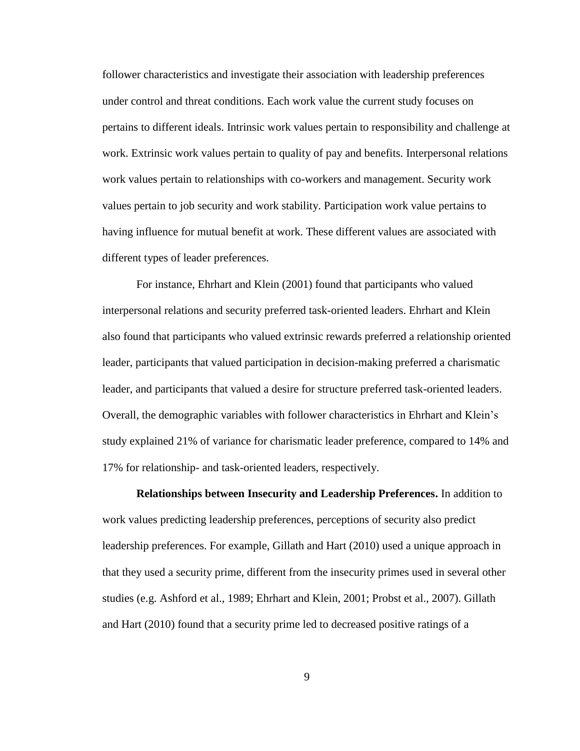follower characteristics and investigate their association with leadership preferences under control and threat conditions. Each work value the current study focuses on pertains to different ideals. Intrinsic work values pertain to responsibility and challenge at work. Extrinsic work values pertain to quality of pay and benefits. Interpersonal relations work values pertain to relationships with co-workers and management. Security work values pertain to job security and work stability. Participation work value pertains to having influence for mutual benefit at work. These different values are associated with different types of leader preferences.

For instance, Ehrhart and Klein (2001) found that participants who valued interpersonal relations and security preferred task-oriented leaders. Ehrhart and Klein also found that participants who valued extrinsic rewards preferred a relationship oriented leader, participants that valued participation in decision-making preferred a charismatic leader, and participants that valued a desire for structure preferred task-oriented leaders. Overall, the demographic variables with follower characteristics in Ehrhart and Klein's study explained 21% of variance for charismatic leader preference, compared to 14% and 17% for relationship- and task-oriented leaders, respectively.

**Relationships between Insecurity and Leadership Preferences.** In addition to work values predicting leadership preferences, perceptions of security also predict leadership preferences. For example, Gillath and Hart (2010) used a unique approach in that they used a security prime, different from the insecurity primes used in several other studies (e.g. Ashford et al., 1989; Ehrhart and Klein, 2001; Probst et al., 2007). Gillath and Hart (2010) found that a security prime led to decreased positive ratings of a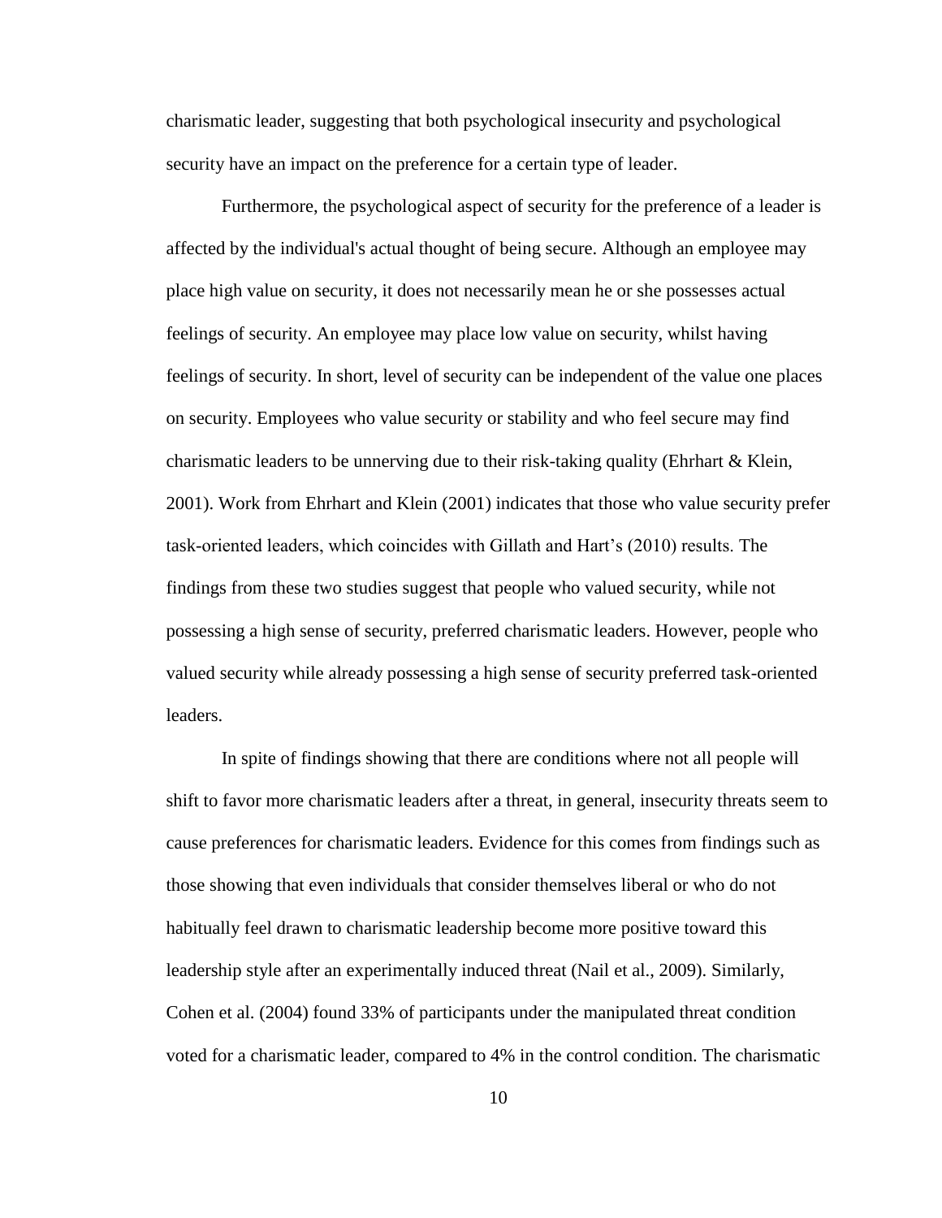charismatic leader, suggesting that both psychological insecurity and psychological security have an impact on the preference for a certain type of leader.

Furthermore, the psychological aspect of security for the preference of a leader is affected by the individual's actual thought of being secure. Although an employee may place high value on security, it does not necessarily mean he or she possesses actual feelings of security. An employee may place low value on security, whilst having feelings of security. In short, level of security can be independent of the value one places on security. Employees who value security or stability and who feel secure may find charismatic leaders to be unnerving due to their risk-taking quality (Ehrhart & Klein, 2001). Work from Ehrhart and Klein (2001) indicates that those who value security prefer task-oriented leaders, which coincides with Gillath and Hart's (2010) results. The findings from these two studies suggest that people who valued security, while not possessing a high sense of security, preferred charismatic leaders. However, people who valued security while already possessing a high sense of security preferred task-oriented leaders.

In spite of findings showing that there are conditions where not all people will shift to favor more charismatic leaders after a threat, in general, insecurity threats seem to cause preferences for charismatic leaders. Evidence for this comes from findings such as those showing that even individuals that consider themselves liberal or who do not habitually feel drawn to charismatic leadership become more positive toward this leadership style after an experimentally induced threat (Nail et al., 2009). Similarly, Cohen et al. (2004) found 33% of participants under the manipulated threat condition voted for a charismatic leader, compared to 4% in the control condition. The charismatic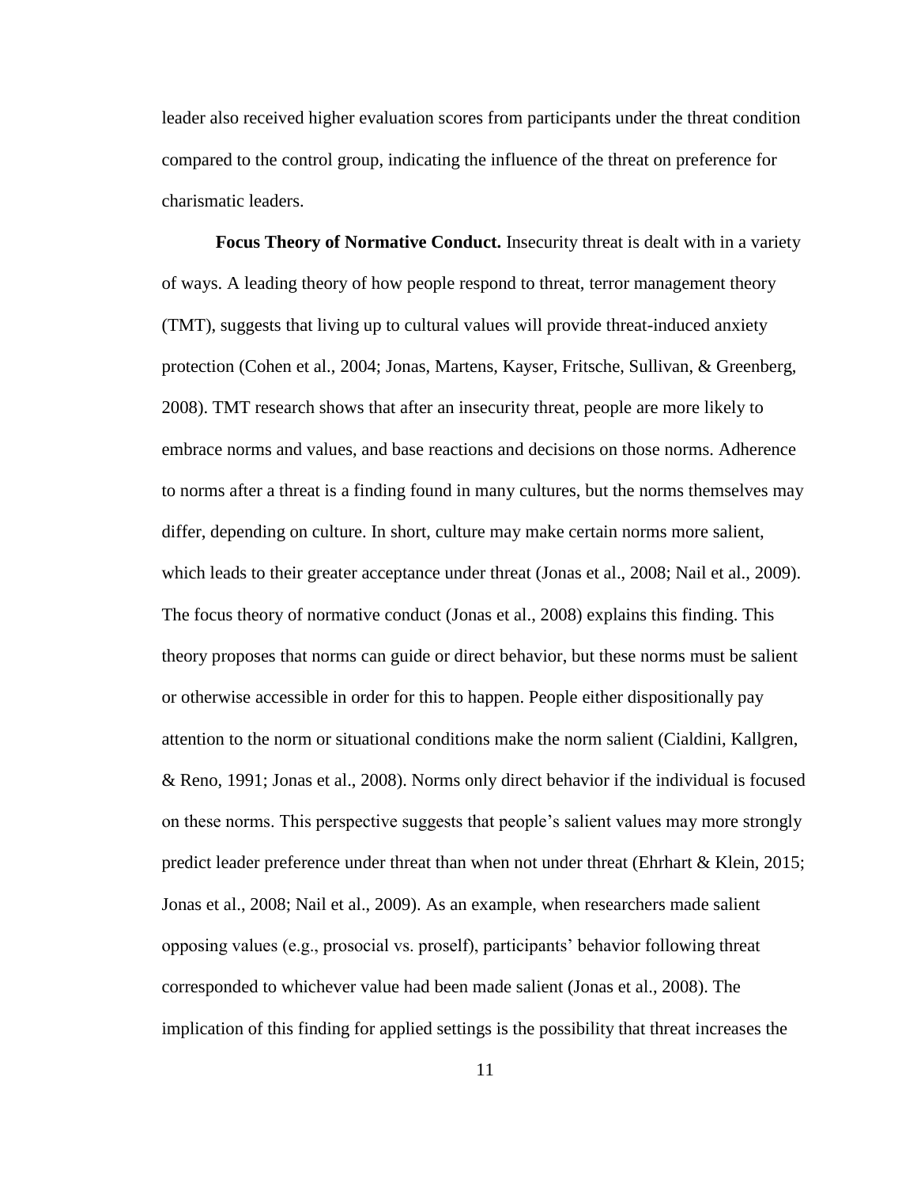leader also received higher evaluation scores from participants under the threat condition compared to the control group, indicating the influence of the threat on preference for charismatic leaders.

**Focus Theory of Normative Conduct.** Insecurity threat is dealt with in a variety of ways. A leading theory of how people respond to threat, terror management theory (TMT), suggests that living up to cultural values will provide threat-induced anxiety protection (Cohen et al., 2004; Jonas, Martens, Kayser, Fritsche, Sullivan, & Greenberg, 2008). TMT research shows that after an insecurity threat, people are more likely to embrace norms and values, and base reactions and decisions on those norms. Adherence to norms after a threat is a finding found in many cultures, but the norms themselves may differ, depending on culture. In short, culture may make certain norms more salient, which leads to their greater acceptance under threat (Jonas et al., 2008; Nail et al., 2009). The focus theory of normative conduct (Jonas et al., 2008) explains this finding. This theory proposes that norms can guide or direct behavior, but these norms must be salient or otherwise accessible in order for this to happen. People either dispositionally pay attention to the norm or situational conditions make the norm salient (Cialdini, Kallgren, & Reno, 1991; Jonas et al., 2008). Norms only direct behavior if the individual is focused on these norms. This perspective suggests that people's salient values may more strongly predict leader preference under threat than when not under threat (Ehrhart & Klein, 2015; Jonas et al., 2008; Nail et al., 2009). As an example, when researchers made salient opposing values (e.g., prosocial vs. proself), participants' behavior following threat corresponded to whichever value had been made salient (Jonas et al., 2008). The implication of this finding for applied settings is the possibility that threat increases the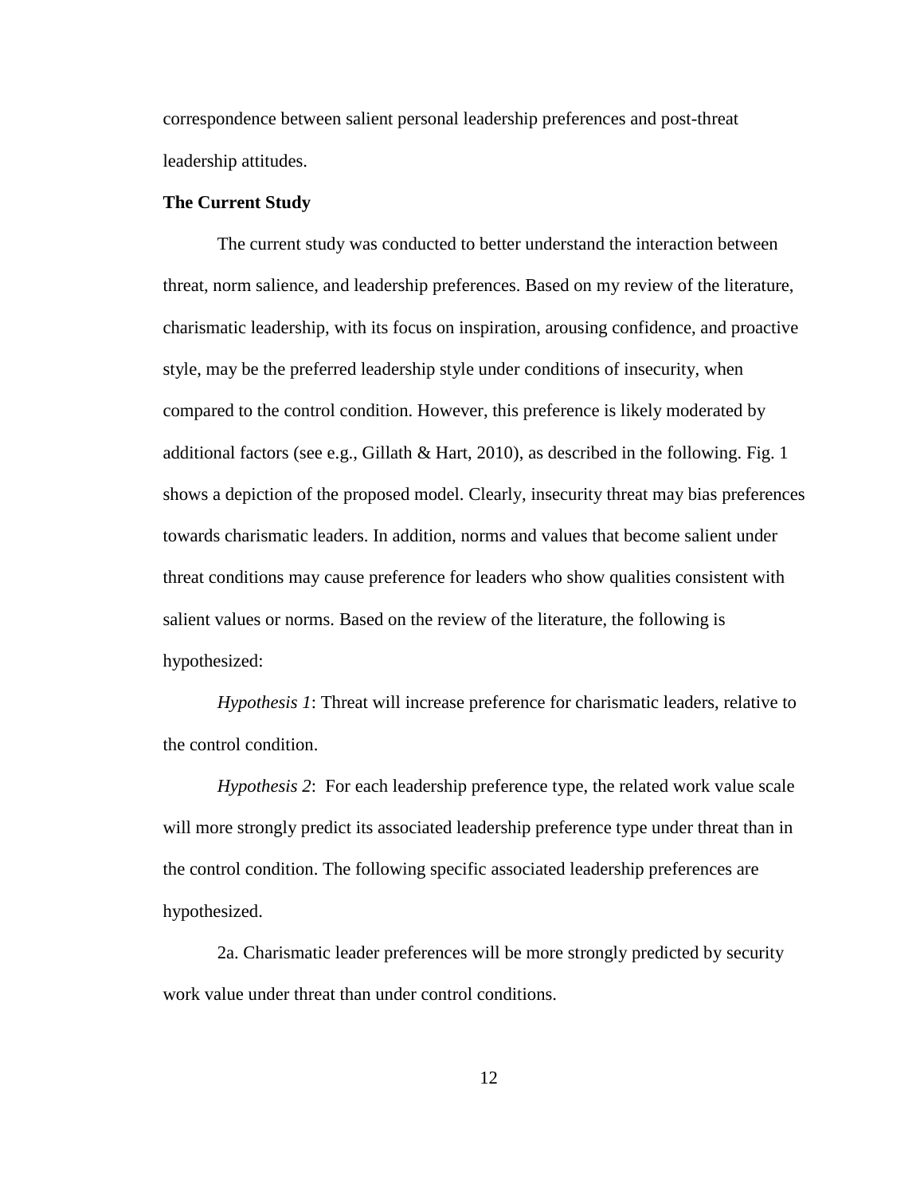correspondence between salient personal leadership preferences and post-threat leadership attitudes.

**The Current Study**

The current study was conducted to better understand the interaction between threat, norm salience, and leadership preferences. Based on my review of the literature, charismatic leadership, with its focus on inspiration, arousing confidence, and proactive style, may be the preferred leadership style under conditions of insecurity, when compared to the control condition. However, this preference is likely moderated by additional factors (see e.g., Gillath & Hart, 2010), as described in the following. Fig. 1 shows a depiction of the proposed model. Clearly, insecurity threat may bias preferences towards charismatic leaders. In addition, norms and values that become salient under threat conditions may cause preference for leaders who show qualities consistent with salient values or norms. Based on the review of the literature, the following is hypothesized:

*Hypothesis 1*: Threat will increase preference for charismatic leaders, relative to the control condition.

*Hypothesis 2*: For each leadership preference type, the related work value scale will more strongly predict its associated leadership preference type under threat than in the control condition. The following specific associated leadership preferences are hypothesized.

2a. Charismatic leader preferences will be more strongly predicted by security work value under threat than under control conditions.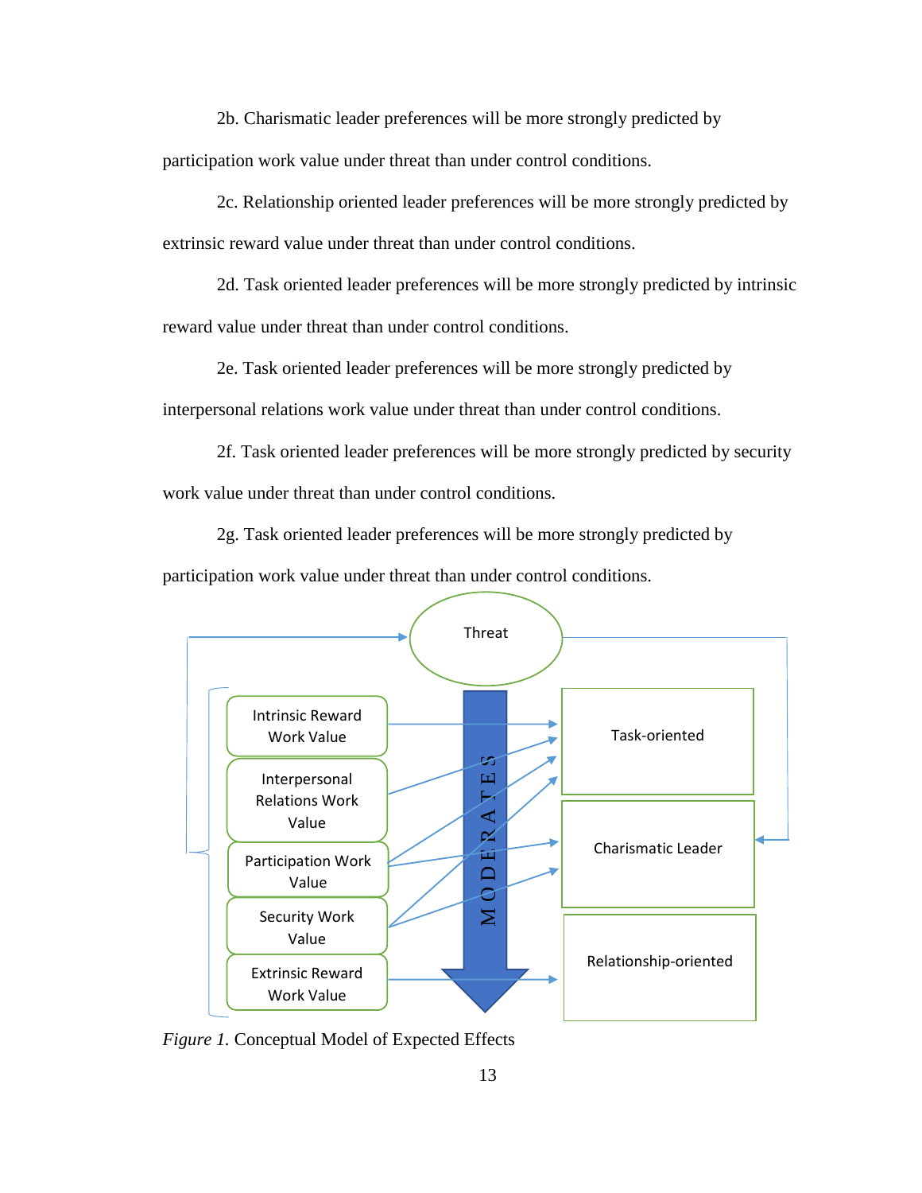2b. Charismatic leader preferences will be more strongly predicted by participation work value under threat than under control conditions.

2c. Relationship oriented leader preferences will be more strongly predicted by extrinsic reward value under threat than under control conditions.

2d. Task oriented leader preferences will be more strongly predicted by intrinsic reward value under threat than under control conditions.

2e. Task oriented leader preferences will be more strongly predicted by interpersonal relations work value under threat than under control conditions.

2f. Task oriented leader preferences will be more strongly predicted by security work value under threat than under control conditions.

2g. Task oriented leader preferences will be more strongly predicted by participation work value under threat than under control conditions.

*Figure 1.* Conceptual Model of Expected Effects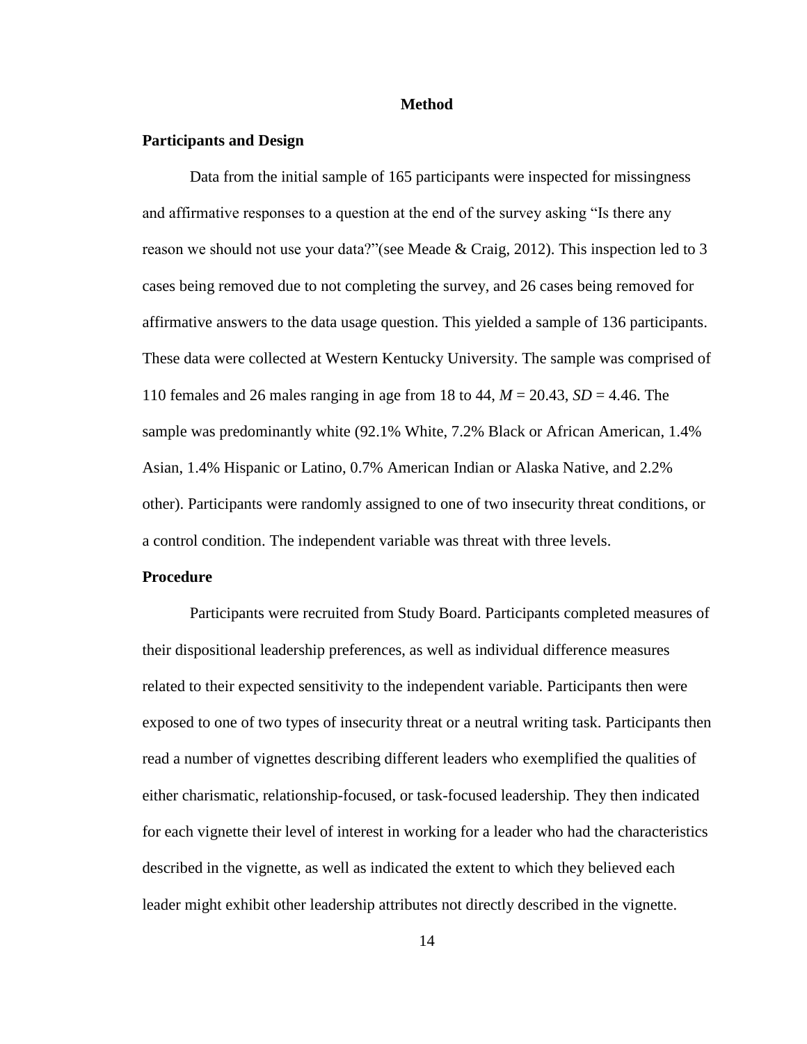# Method

## Participants and Design

Data from the initial sample of 165 participants were inspected for missingness and affirmative responses to a question at the end of the survey asking "Is there any reason we should not use your data?"(see Meade & Craig, 2012). This inspection led to 3 cases being removed due to not completing the survey, and 26 cases being removed for affirmative answers to the data usage question. This yielded a sample of 136 participants. These data were collected at Western Kentucky University. The sample was comprised of 110 females and 26 males ranging in age from 18 to 44, $M = 20.43$, $SD = 4.46$. The sample was predominantly white (92.1% White, 7.2% Black or African American, 1.4% Asian, 1.4% Hispanic or Latino, 0.7% American Indian or Alaska Native, and 2.2% other). Participants were randomly assigned to one of two insecurity threat conditions, or a control condition. The independent variable was threat with three levels.

## Procedure

Participants were recruited from Study Board. Participants completed measures of their dispositional leadership preferences, as well as individual difference measures related to their expected sensitivity to the independent variable. Participants then were exposed to one of two types of insecurity threat or a neutral writing task. Participants then read a number of vignettes describing different leaders who exemplified the qualities of either charismatic, relationship-focused, or task-focused leadership. They then indicated for each vignette their level of interest in working for a leader who had the characteristics described in the vignette, as well as indicated the extent to which they believed each leader might exhibit other leadership attributes not directly described in the vignette.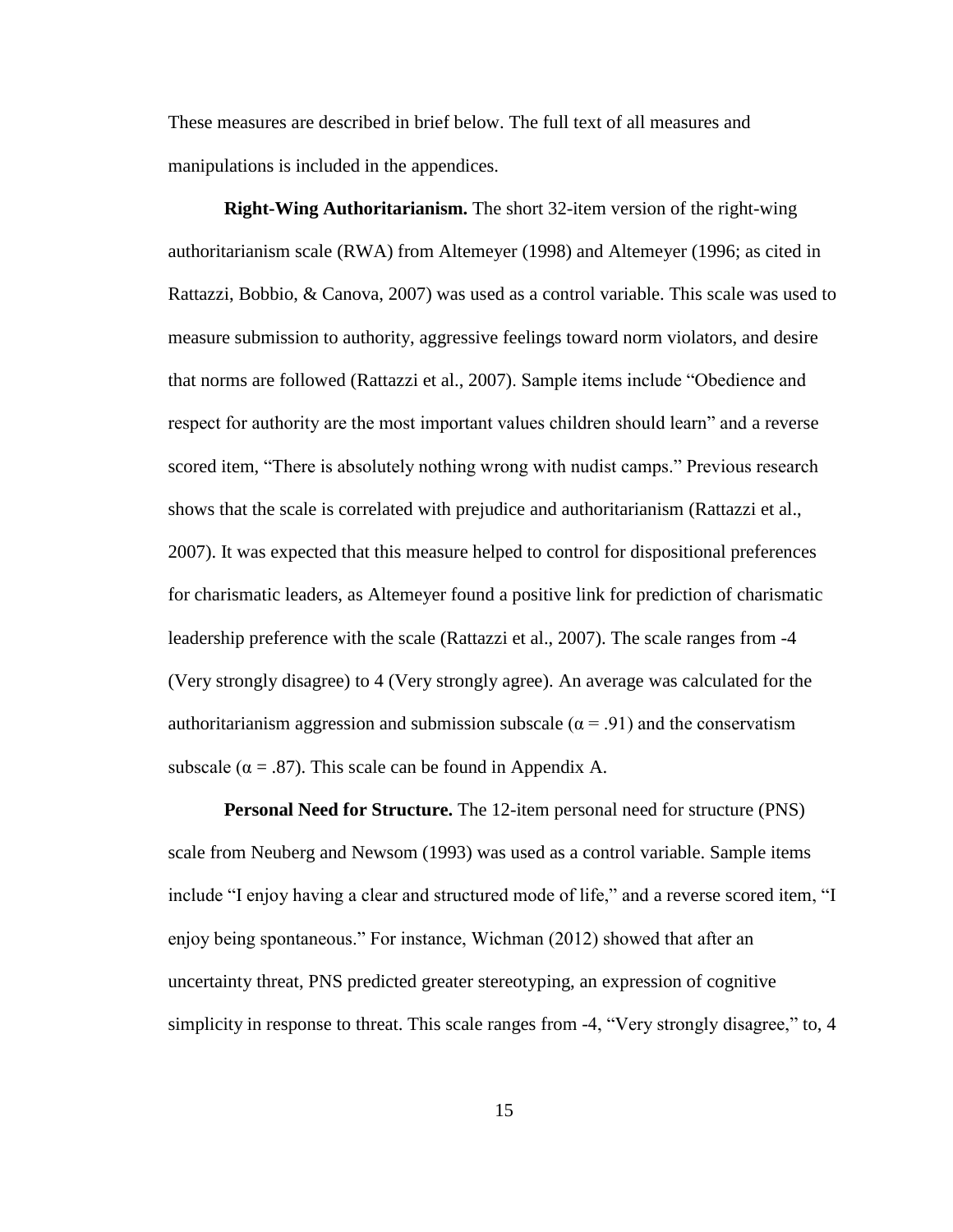These measures are described in brief below. The full text of all measures and manipulations is included in the appendices.

**Right-Wing Authoritarianism.** The short 32-item version of the right-wing authoritarianism scale (RWA) from Altemeyer (1998) and Altemeyer (1996; as cited in Rattazzi, Bobbio, & Canova, 2007) was used as a control variable. This scale was used to measure submission to authority, aggressive feelings toward norm violators, and desire that norms are followed (Rattazzi et al., 2007). Sample items include "Obedience and respect for authority are the most important values children should learn" and a reverse scored item, "There is absolutely nothing wrong with nudist camps." Previous research shows that the scale is correlated with prejudice and authoritarianism (Rattazzi et al., 2007). It was expected that this measure helped to control for dispositional preferences for charismatic leaders, as Altemeyer found a positive link for prediction of charismatic leadership preference with the scale (Rattazzi et al., 2007). The scale ranges from -4 (Very strongly disagree) to 4 (Very strongly agree). An average was calculated for the authoritarianism aggression and submission subscale ($\alpha = .91$) and the conservatism subscale ($\alpha = .87$). This scale can be found in Appendix A.

**Personal Need for Structure.** The 12-item personal need for structure (PNS) scale from Neuberg and Newsom (1993) was used as a control variable. Sample items include "I enjoy having a clear and structured mode of life," and a reverse scored item, "I enjoy being spontaneous." For instance, Wichman (2012) showed that after an uncertainty threat, PNS predicted greater stereotyping, an expression of cognitive simplicity in response to threat. This scale ranges from -4, "Very strongly disagree," to, 4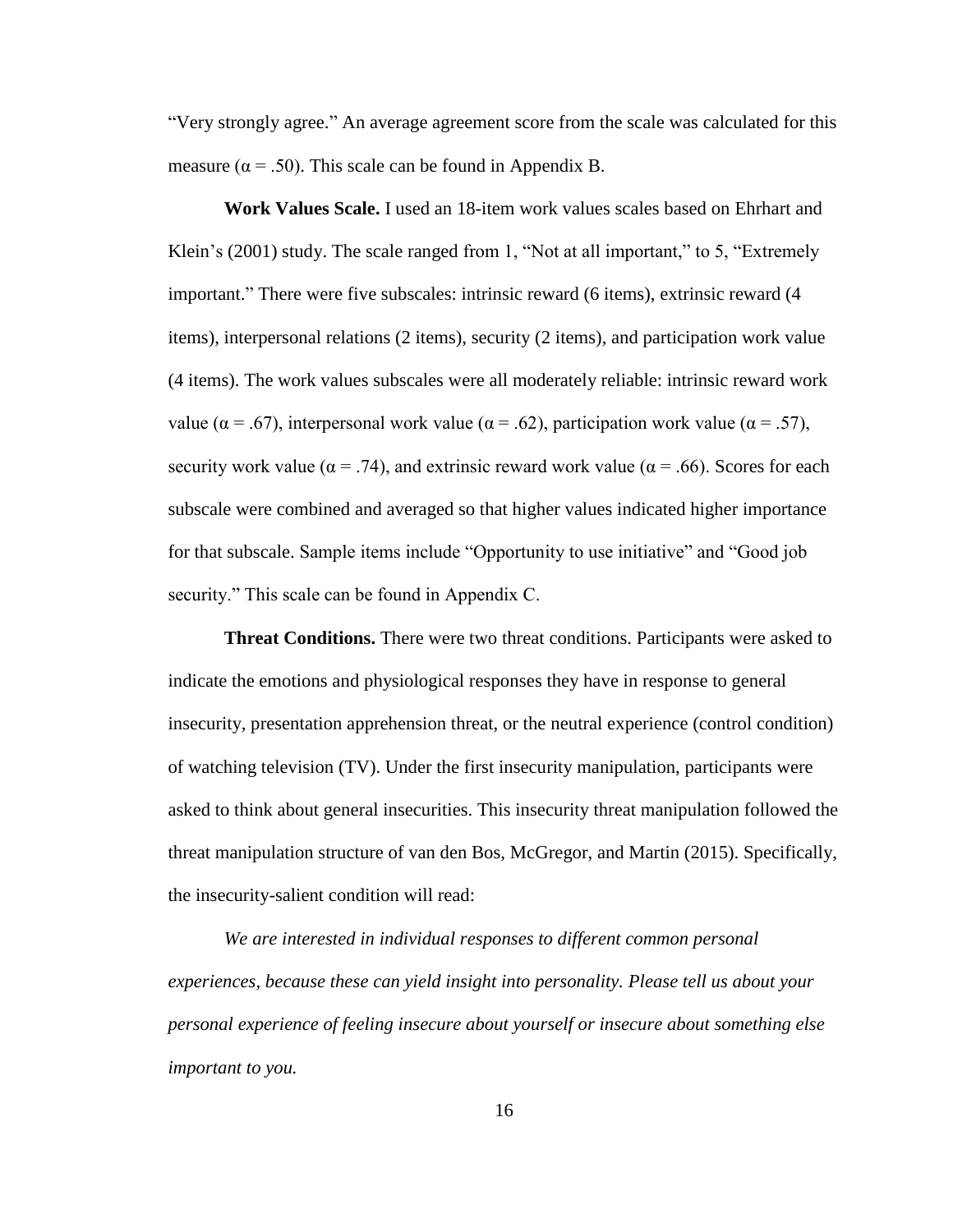"Very strongly agree." An average agreement score from the scale was calculated for this measure ($\alpha = .50$). This scale can be found in Appendix B.

**Work Values Scale.** I used an 18-item work values scales based on Ehrhart and Klein's (2001) study. The scale ranged from 1, "Not at all important," to 5, "Extremely important." There were five subscales: intrinsic reward (6 items), extrinsic reward (4 items), interpersonal relations (2 items), security (2 items), and participation work value (4 items). The work values subscales were all moderately reliable: intrinsic reward work value ($\alpha = .67$), interpersonal work value ($\alpha = .62$), participation work value ($\alpha = .57$), security work value ($\alpha = .74$), and extrinsic reward work value ($\alpha = .66$). Scores for each subscale were combined and averaged so that higher values indicated higher importance for that subscale. Sample items include "Opportunity to use initiative" and "Good job security." This scale can be found in Appendix C.

**Threat Conditions.** There were two threat conditions. Participants were asked to indicate the emotions and physiological responses they have in response to general insecurity, presentation apprehension threat, or the neutral experience (control condition) of watching television (TV). Under the first insecurity manipulation, participants were asked to think about general insecurities. This insecurity threat manipulation followed the threat manipulation structure of van den Bos, McGregor, and Martin (2015). Specifically, the insecurity-salient condition will read:

*We are interested in individual responses to different common personal experiences, because these can yield insight into personality. Please tell us about your personal experience of feeling insecure about yourself or insecure about something else important to you.*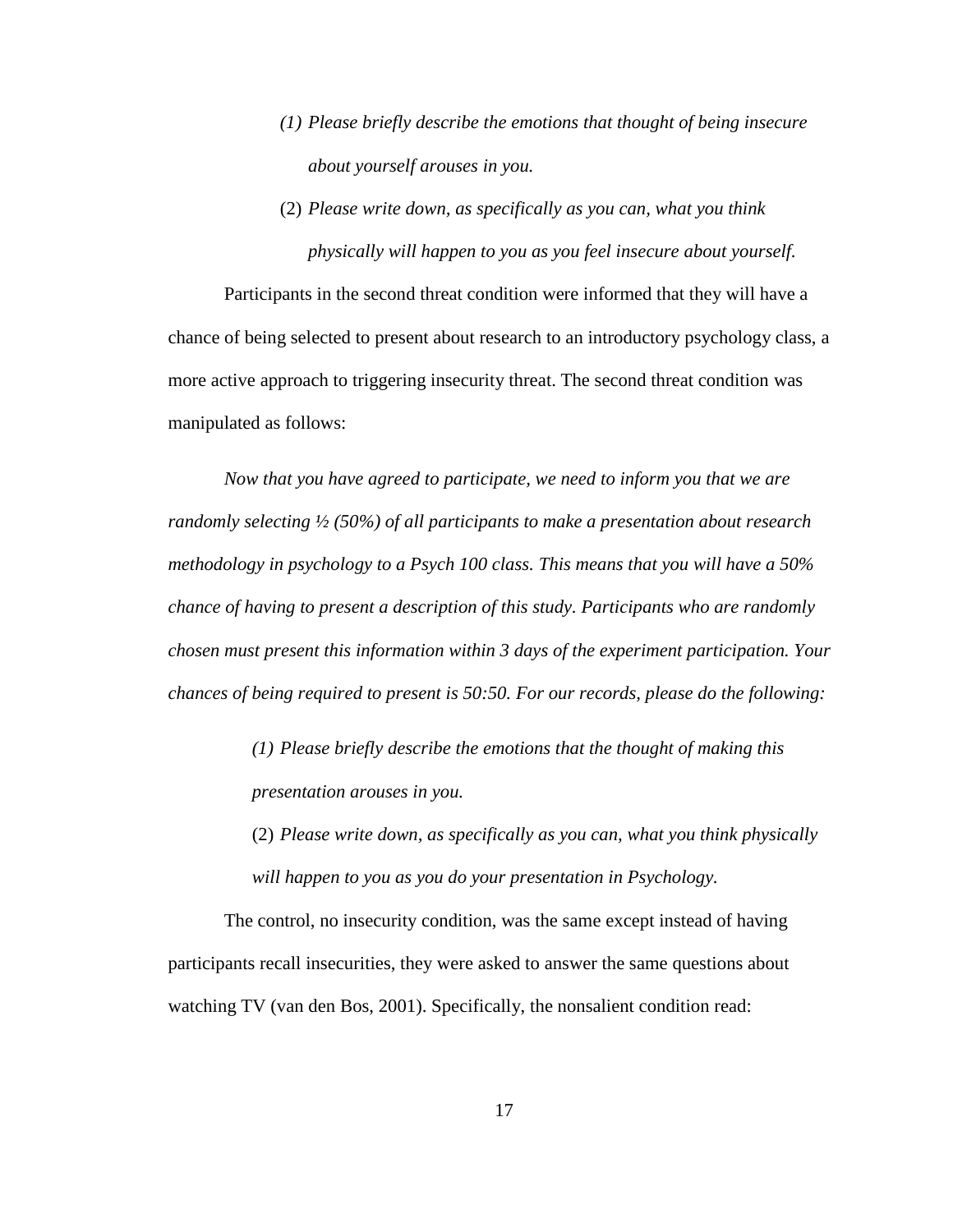> (1) *Please briefly describe the emotions that thought of being insecure about yourself arouses in you.*
>
> (2) *Please write down, as specifically as you can, what you think physically will happen to you as you feel insecure about yourself.*

Participants in the second threat condition were informed that they will have a chance of being selected to present about research to an introductory psychology class, a more active approach to triggering insecurity threat. The second threat condition was manipulated as follows:

*Now that you have agreed to participate, we need to inform you that we are randomly selecting ½ (50%) of all participants to make a presentation about research methodology in psychology to a Psych 100 class. This means that you will have a 50% chance of having to present a description of this study. Participants who are randomly chosen must present this information within 3 days of the experiment participation. Your chances of being required to present is 50:50. For our records, please do the following:*

> (1) *Please briefly describe the emotions that the thought of making this presentation arouses in you.*
>
> (2) *Please write down, as specifically as you can, what you think physically will happen to you as you do your presentation in Psychology.*

The control, no insecurity condition, was the same except instead of having participants recall insecurities, they were asked to answer the same questions about watching TV (van den Bos, 2001). Specifically, the nonsalient condition read: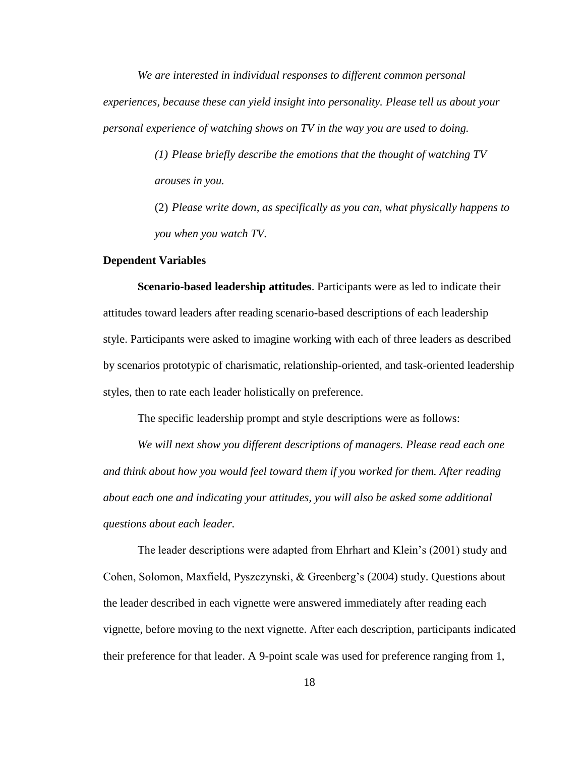*We are interested in individual responses to different common personal experiences, because these can yield insight into personality. Please tell us about your personal experience of watching shows on TV in the way you are used to doing.*

> *(1) Please briefly describe the emotions that the thought of watching TV arouses in you.*
>
> (2) *Please write down, as specifically as you can, what physically happens to you when you watch TV.*

**Dependent Variables**

**Scenario-based leadership attitudes**. Participants were as led to indicate their attitudes toward leaders after reading scenario-based descriptions of each leadership style. Participants were asked to imagine working with each of three leaders as described by scenarios prototypic of charismatic, relationship-oriented, and task-oriented leadership styles, then to rate each leader holistically on preference.

The specific leadership prompt and style descriptions were as follows:

*We will next show you different descriptions of managers. Please read each one and think about how you would feel toward them if you worked for them. After reading about each one and indicating your attitudes, you will also be asked some additional questions about each leader.*

The leader descriptions were adapted from Ehrhart and Klein's (2001) study and Cohen, Solomon, Maxfield, Pyszczynski, & Greenberg's (2004) study. Questions about the leader described in each vignette were answered immediately after reading each vignette, before moving to the next vignette. After each description, participants indicated their preference for that leader. A 9-point scale was used for preference ranging from 1,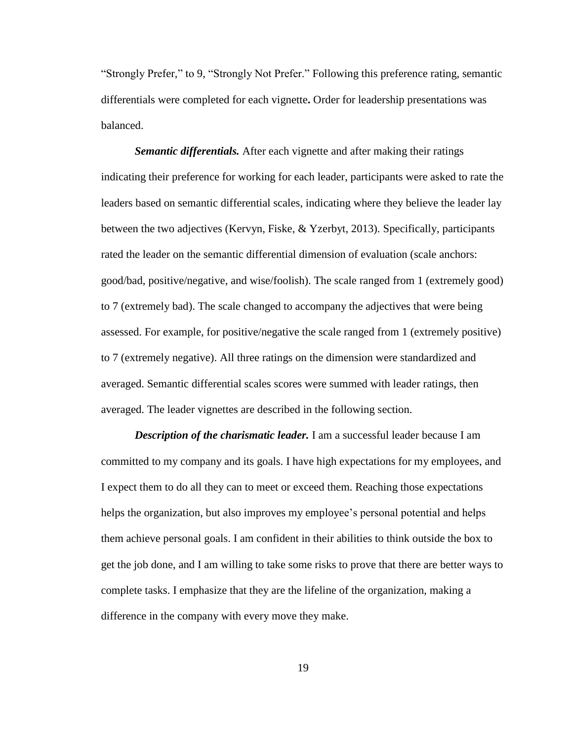"Strongly Prefer," to 9, "Strongly Not Prefer." Following this preference rating, semantic differentials were completed for each vignette**.** Order for leadership presentations was balanced.

***Semantic differentials.*** After each vignette and after making their ratings indicating their preference for working for each leader, participants were asked to rate the leaders based on semantic differential scales, indicating where they believe the leader lay between the two adjectives (Kervyn, Fiske, & Yzerbyt, 2013). Specifically, participants rated the leader on the semantic differential dimension of evaluation (scale anchors: good/bad, positive/negative, and wise/foolish). The scale ranged from 1 (extremely good) to 7 (extremely bad). The scale changed to accompany the adjectives that were being assessed. For example, for positive/negative the scale ranged from 1 (extremely positive) to 7 (extremely negative). All three ratings on the dimension were standardized and averaged. Semantic differential scales scores were summed with leader ratings, then averaged. The leader vignettes are described in the following section.

***Description of the charismatic leader.*** I am a successful leader because I am committed to my company and its goals. I have high expectations for my employees, and I expect them to do all they can to meet or exceed them. Reaching those expectations helps the organization, but also improves my employee's personal potential and helps them achieve personal goals. I am confident in their abilities to think outside the box to get the job done, and I am willing to take some risks to prove that there are better ways to complete tasks. I emphasize that they are the lifeline of the organization, making a difference in the company with every move they make.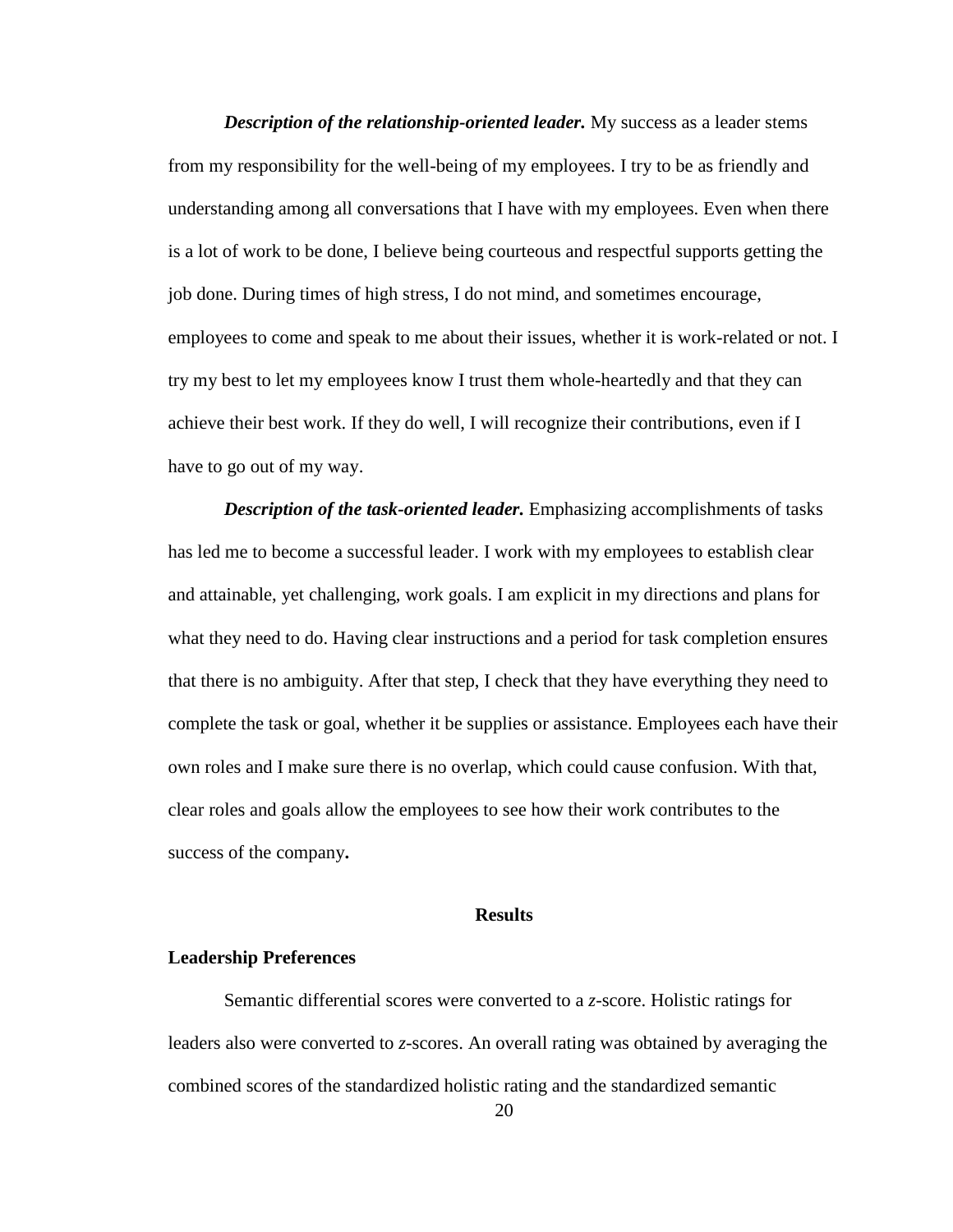***Description of the relationship-oriented leader.*** My success as a leader stems from my responsibility for the well-being of my employees. I try to be as friendly and understanding among all conversations that I have with my employees. Even when there is a lot of work to be done, I believe being courteous and respectful supports getting the job done. During times of high stress, I do not mind, and sometimes encourage, employees to come and speak to me about their issues, whether it is work-related or not. I try my best to let my employees know I trust them whole-heartedly and that they can achieve their best work. If they do well, I will recognize their contributions, even if I have to go out of my way.

***Description of the task-oriented leader.*** Emphasizing accomplishments of tasks has led me to become a successful leader. I work with my employees to establish clear and attainable, yet challenging, work goals. I am explicit in my directions and plans for what they need to do. Having clear instructions and a period for task completion ensures that there is no ambiguity. After that step, I check that they have everything they need to complete the task or goal, whether it be supplies or assistance. Employees each have their own roles and I make sure there is no overlap, which could cause confusion. With that, clear roles and goals allow the employees to see how their work contributes to the success of the company**.**

# Results

## Leadership Preferences

Semantic differential scores were converted to a *z*-score. Holistic ratings for leaders also were converted to *z*-scores. An overall rating was obtained by averaging the combined scores of the standardized holistic rating and the standardized semantic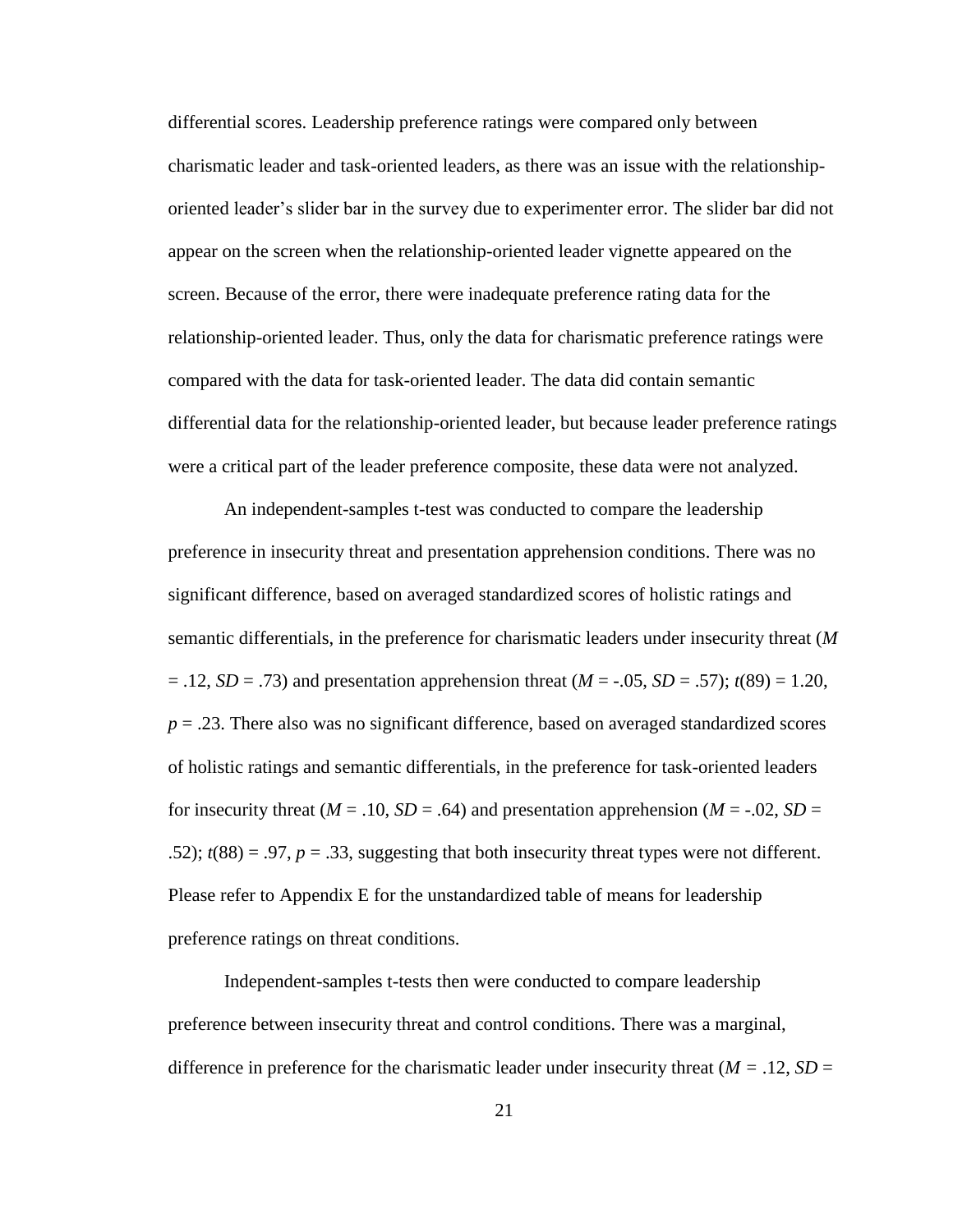differential scores. Leadership preference ratings were compared only between charismatic leader and task-oriented leaders, as there was an issue with the relationship-oriented leader's slider bar in the survey due to experimenter error. The slider bar did not appear on the screen when the relationship-oriented leader vignette appeared on the screen. Because of the error, there were inadequate preference rating data for the relationship-oriented leader. Thus, only the data for charismatic preference ratings were compared with the data for task-oriented leader. The data did contain semantic differential data for the relationship-oriented leader, but because leader preference ratings were a critical part of the leader preference composite, these data were not analyzed.

An independent-samples t-test was conducted to compare the leadership preference in insecurity threat and presentation apprehension conditions. There was no significant difference, based on averaged standardized scores of holistic ratings and semantic differentials, in the preference for charismatic leaders under insecurity threat ($M = .12$, $SD = .73$) and presentation apprehension threat ($M = -.05$, $SD = .57$); $t(89) = 1.20$, $p = .23$. There also was no significant difference, based on averaged standardized scores of holistic ratings and semantic differentials, in the preference for task-oriented leaders for insecurity threat ($M = .10$, $SD = .64$) and presentation apprehension ($M = -.02$, $SD = .52$); $t(88) = .97$, $p = .33$, suggesting that both insecurity threat types were not different. Please refer to Appendix E for the unstandardized table of means for leadership preference ratings on threat conditions.

Independent-samples t-tests then were conducted to compare leadership preference between insecurity threat and control conditions. There was a marginal, difference in preference for the charismatic leader under insecurity threat ($M = .12$, $SD =$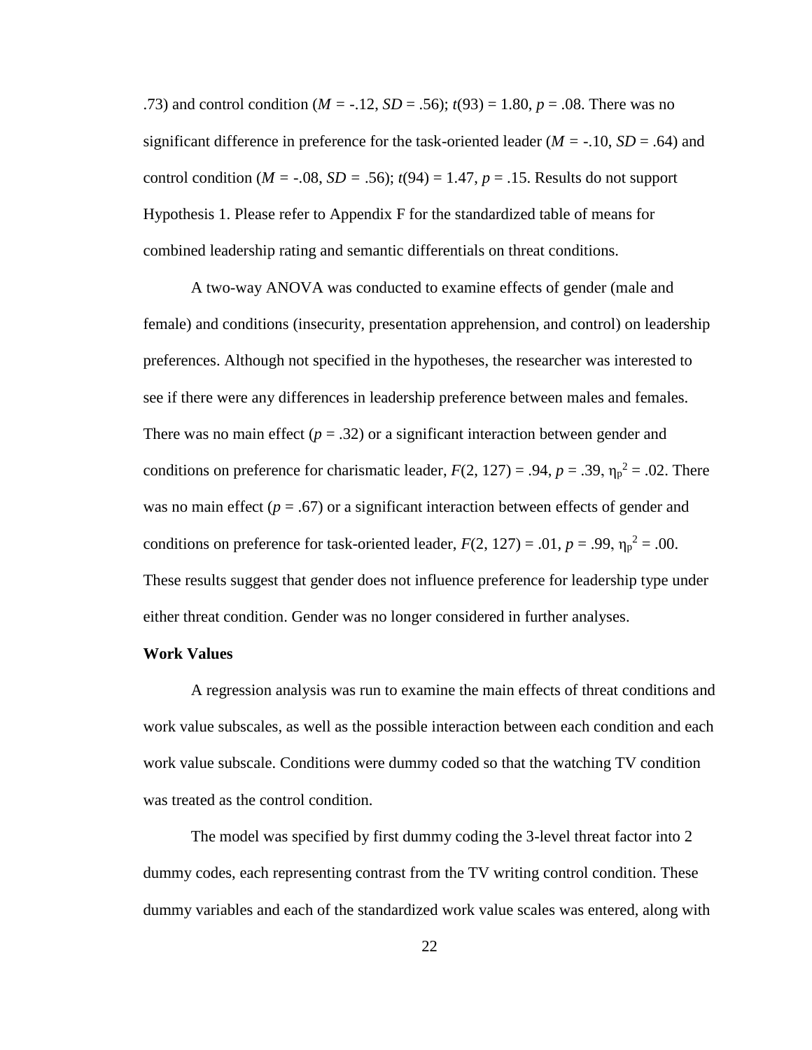.73) and control condition (*M* = -.12, *SD* = .56); *t*(93) = 1.80, *p* = .08. There was no significant difference in preference for the task-oriented leader (*M* = -.10, *SD* = .64) and control condition (*M* = -.08, *SD* = .56); *t*(94) = 1.47, *p* = .15. Results do not support Hypothesis 1. Please refer to Appendix F for the standardized table of means for combined leadership rating and semantic differentials on threat conditions.

A two-way ANOVA was conducted to examine effects of gender (male and female) and conditions (insecurity, presentation apprehension, and control) on leadership preferences. Although not specified in the hypotheses, the researcher was interested to see if there were any differences in leadership preference between males and females. There was no main effect (*p* = .32) or a significant interaction between gender and conditions on preference for charismatic leader, $F(2, 127) = .94$, $p = .39$, $\eta_p^2 = .02$. There was no main effect (*p* = .67) or a significant interaction between effects of gender and conditions on preference for task-oriented leader, $F(2, 127) = .01$, $p = .99$, $\eta_p^2 = .00$. These results suggest that gender does not influence preference for leadership type under either threat condition. Gender was no longer considered in further analyses.

**Work Values**

A regression analysis was run to examine the main effects of threat conditions and work value subscales, as well as the possible interaction between each condition and each work value subscale. Conditions were dummy coded so that the watching TV condition was treated as the control condition.

The model was specified by first dummy coding the 3-level threat factor into 2 dummy codes, each representing contrast from the TV writing control condition. These dummy variables and each of the standardized work value scales was entered, along with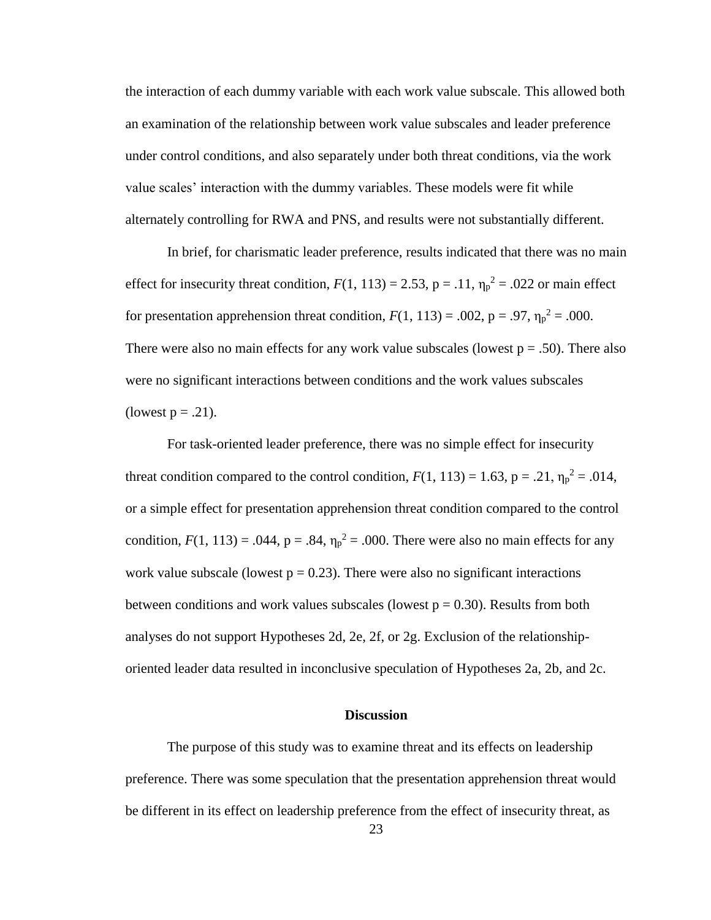the interaction of each dummy variable with each work value subscale. This allowed both an examination of the relationship between work value subscales and leader preference under control conditions, and also separately under both threat conditions, via the work value scales' interaction with the dummy variables. These models were fit while alternately controlling for RWA and PNS, and results were not substantially different.

In brief, for charismatic leader preference, results indicated that there was no main effect for insecurity threat condition, $F(1, 113) = 2.53$, $p = .11$, $\eta_p^2 = .022$ or main effect for presentation apprehension threat condition, $F(1, 113) = .002$, $p = .97$, $\eta_p^2 = .000$. There were also no main effects for any work value subscales (lowest $p = .50$). There also were no significant interactions between conditions and the work values subscales (lowest $p = .21$).

For task-oriented leader preference, there was no simple effect for insecurity threat condition compared to the control condition, $F(1, 113) = 1.63$, $p = .21$, $\eta_p^2 = .014$, or a simple effect for presentation apprehension threat condition compared to the control condition, $F(1, 113) = .044$, $p = .84$, $\eta_p^2 = .000$. There were also no main effects for any work value subscale (lowest $p = 0.23$). There were also no significant interactions between conditions and work values subscales (lowest $p = 0.30$). Results from both analyses do not support Hypotheses 2d, 2e, 2f, or 2g. Exclusion of the relationship-oriented leader data resulted in inconclusive speculation of Hypotheses 2a, 2b, and 2c.

## Discussion

The purpose of this study was to examine threat and its effects on leadership preference. There was some speculation that the presentation apprehension threat would be different in its effect on leadership preference from the effect of insecurity threat, as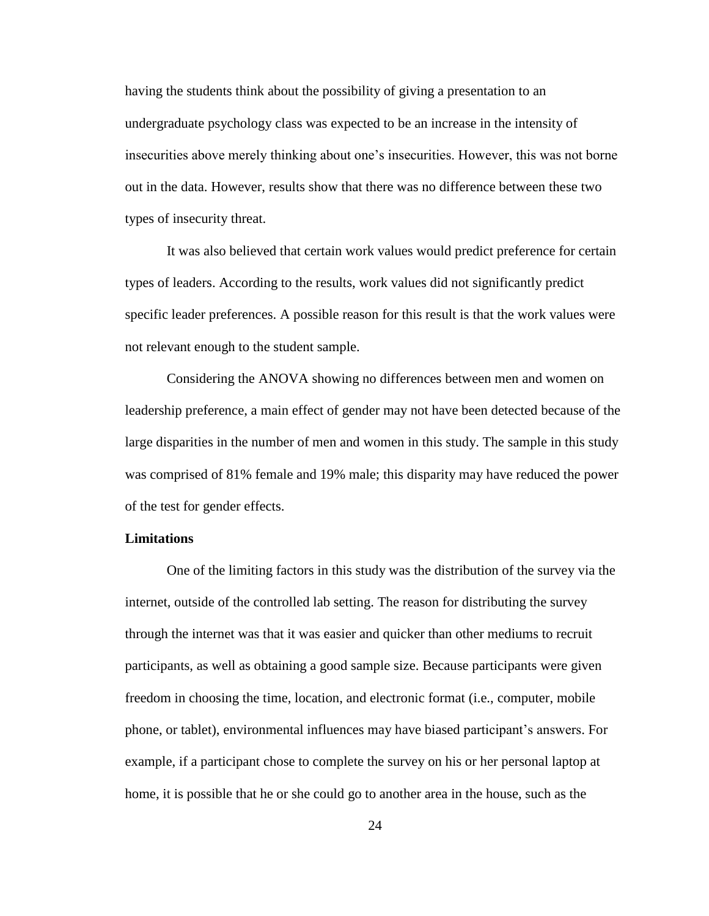having the students think about the possibility of giving a presentation to an undergraduate psychology class was expected to be an increase in the intensity of insecurities above merely thinking about one's insecurities. However, this was not borne out in the data. However, results show that there was no difference between these two types of insecurity threat.

It was also believed that certain work values would predict preference for certain types of leaders. According to the results, work values did not significantly predict specific leader preferences. A possible reason for this result is that the work values were not relevant enough to the student sample.

Considering the ANOVA showing no differences between men and women on leadership preference, a main effect of gender may not have been detected because of the large disparities in the number of men and women in this study. The sample in this study was comprised of 81% female and 19% male; this disparity may have reduced the power of the test for gender effects.

## Limitations

One of the limiting factors in this study was the distribution of the survey via the internet, outside of the controlled lab setting. The reason for distributing the survey through the internet was that it was easier and quicker than other mediums to recruit participants, as well as obtaining a good sample size. Because participants were given freedom in choosing the time, location, and electronic format (i.e., computer, mobile phone, or tablet), environmental influences may have biased participant's answers. For example, if a participant chose to complete the survey on his or her personal laptop at home, it is possible that he or she could go to another area in the house, such as the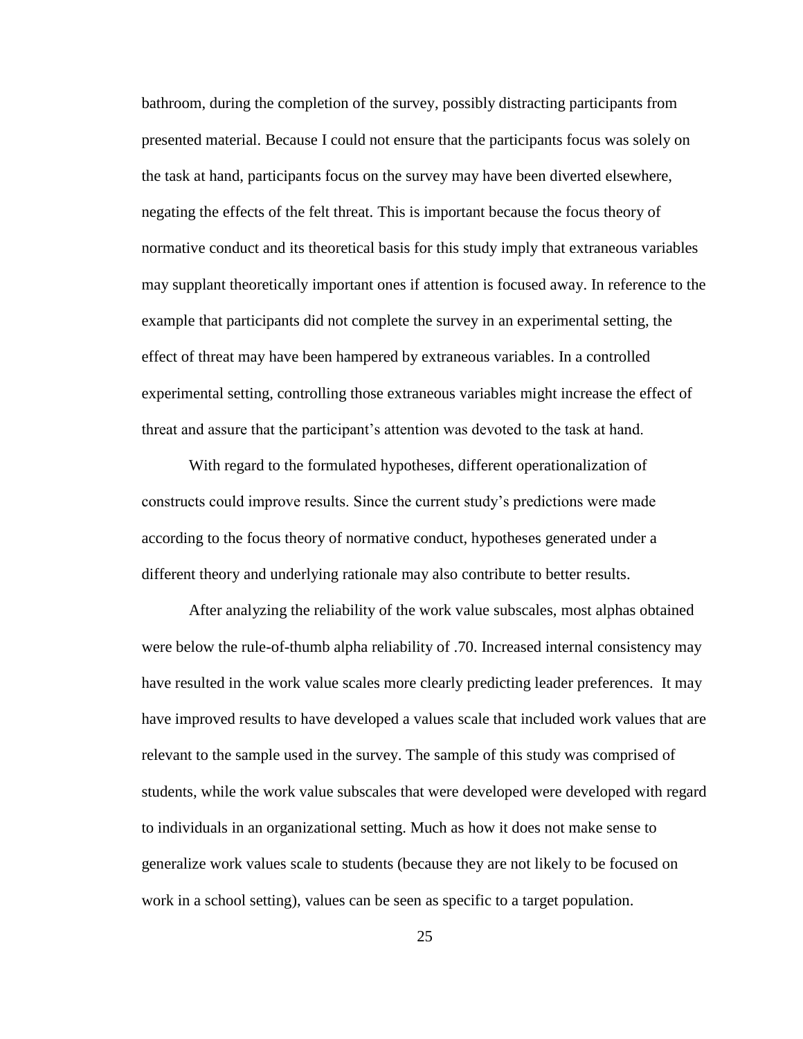bathroom, during the completion of the survey, possibly distracting participants from presented material. Because I could not ensure that the participants focus was solely on the task at hand, participants focus on the survey may have been diverted elsewhere, negating the effects of the felt threat. This is important because the focus theory of normative conduct and its theoretical basis for this study imply that extraneous variables may supplant theoretically important ones if attention is focused away. In reference to the example that participants did not complete the survey in an experimental setting, the effect of threat may have been hampered by extraneous variables. In a controlled experimental setting, controlling those extraneous variables might increase the effect of threat and assure that the participant's attention was devoted to the task at hand.

With regard to the formulated hypotheses, different operationalization of constructs could improve results. Since the current study's predictions were made according to the focus theory of normative conduct, hypotheses generated under a different theory and underlying rationale may also contribute to better results.

After analyzing the reliability of the work value subscales, most alphas obtained were below the rule-of-thumb alpha reliability of .70. Increased internal consistency may have resulted in the work value scales more clearly predicting leader preferences. It may have improved results to have developed a values scale that included work values that are relevant to the sample used in the survey. The sample of this study was comprised of students, while the work value subscales that were developed were developed with regard to individuals in an organizational setting. Much as how it does not make sense to generalize work values scale to students (because they are not likely to be focused on work in a school setting), values can be seen as specific to a target population.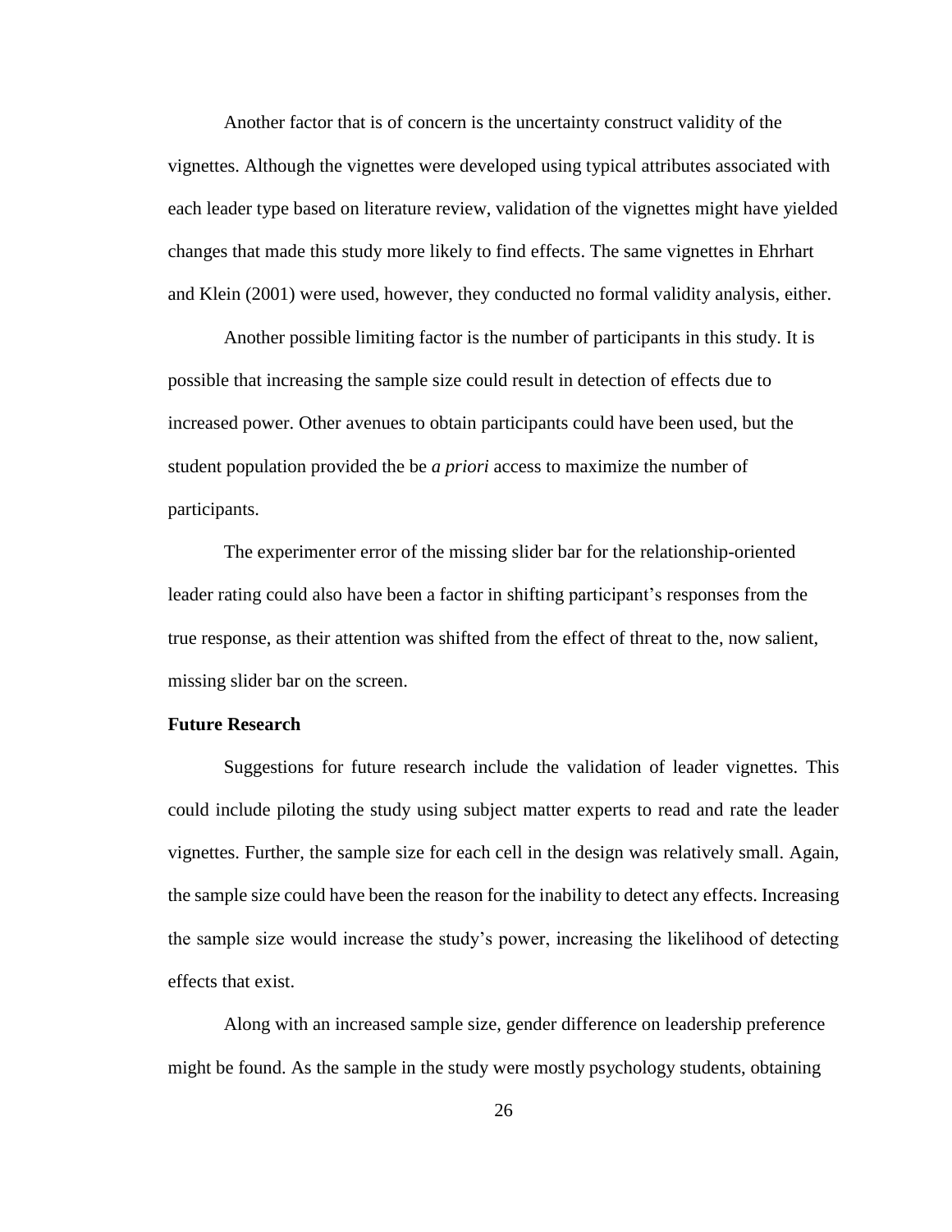Another factor that is of concern is the uncertainty construct validity of the vignettes. Although the vignettes were developed using typical attributes associated with each leader type based on literature review, validation of the vignettes might have yielded changes that made this study more likely to find effects. The same vignettes in Ehrhart and Klein (2001) were used, however, they conducted no formal validity analysis, either.

Another possible limiting factor is the number of participants in this study. It is possible that increasing the sample size could result in detection of effects due to increased power. Other avenues to obtain participants could have been used, but the student population provided the be *a priori* access to maximize the number of participants.

The experimenter error of the missing slider bar for the relationship-oriented leader rating could also have been a factor in shifting participant's responses from the true response, as their attention was shifted from the effect of threat to the, now salient, missing slider bar on the screen.

**Future Research**

Suggestions for future research include the validation of leader vignettes. This could include piloting the study using subject matter experts to read and rate the leader vignettes. Further, the sample size for each cell in the design was relatively small. Again, the sample size could have been the reason for the inability to detect any effects. Increasing the sample size would increase the study's power, increasing the likelihood of detecting effects that exist.

Along with an increased sample size, gender difference on leadership preference might be found. As the sample in the study were mostly psychology students, obtaining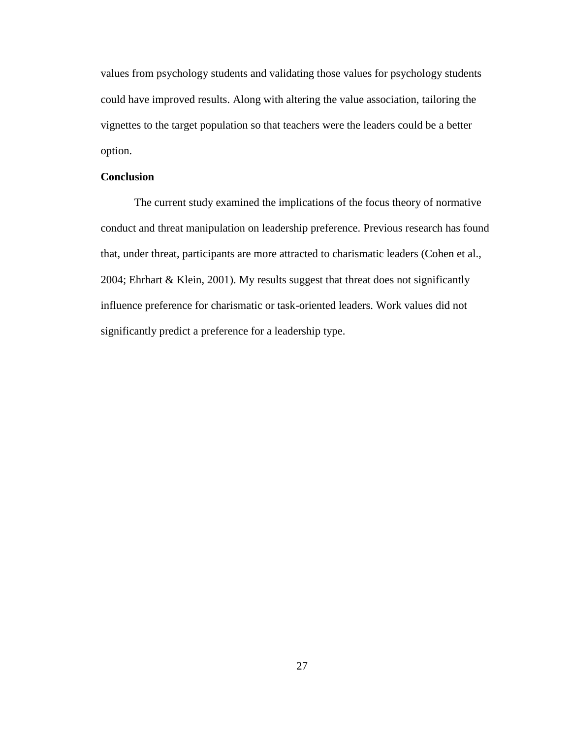values from psychology students and validating those values for psychology students could have improved results. Along with altering the value association, tailoring the vignettes to the target population so that teachers were the leaders could be a better option.

## Conclusion

The current study examined the implications of the focus theory of normative conduct and threat manipulation on leadership preference. Previous research has found that, under threat, participants are more attracted to charismatic leaders (Cohen et al., 2004; Ehrhart & Klein, 2001). My results suggest that threat does not significantly influence preference for charismatic or task-oriented leaders. Work values did not significantly predict a preference for a leadership type.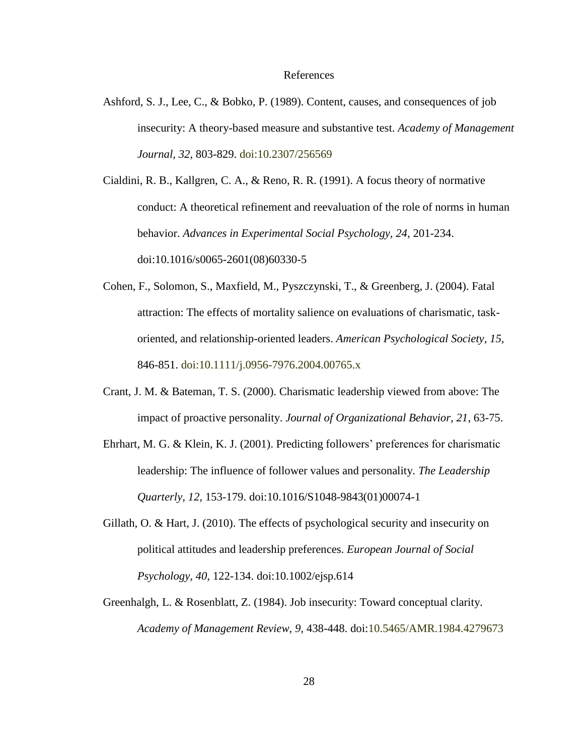# References

Ashford, S. J., Lee, C., & Bobko, P. (1989). Content, causes, and consequences of job insecurity: A theory-based measure and substantive test. *Academy of Management Journal*, *32*, 803-829. doi:10.2307/256569

Cialdini, R. B., Kallgren, C. A., & Reno, R. R. (1991). A focus theory of normative conduct: A theoretical refinement and reevaluation of the role of norms in human behavior. *Advances in Experimental Social Psychology*, *24*, 201-234. doi:10.1016/s0065-2601(08)60330-5

Cohen, F., Solomon, S., Maxfield, M., Pyszczynski, T., & Greenberg, J. (2004). Fatal attraction: The effects of mortality salience on evaluations of charismatic, task-oriented, and relationship-oriented leaders. *American Psychological Society*, *15*, 846-851. doi:10.1111/j.0956-7976.2004.00765.x

Crant, J. M. & Bateman, T. S. (2000). Charismatic leadership viewed from above: The impact of proactive personality. *Journal of Organizational Behavior*, *21*, 63-75.

Ehrhart, M. G. & Klein, K. J. (2001). Predicting followers' preferences for charismatic leadership: The influence of follower values and personality. *The Leadership Quarterly, 12,* 153-179. doi:10.1016/S1048-9843(01)00074-1

Gillath, O. & Hart, J. (2010). The effects of psychological security and insecurity on political attitudes and leadership preferences. *European Journal of Social Psychology, 40,* 122-134. doi:10.1002/ejsp.614

Greenhalgh, L. & Rosenblatt, Z. (1984). Job insecurity: Toward conceptual clarity. *Academy of Management Review*, *9,* 438-448. doi:10.5465/AMR.1984.4279673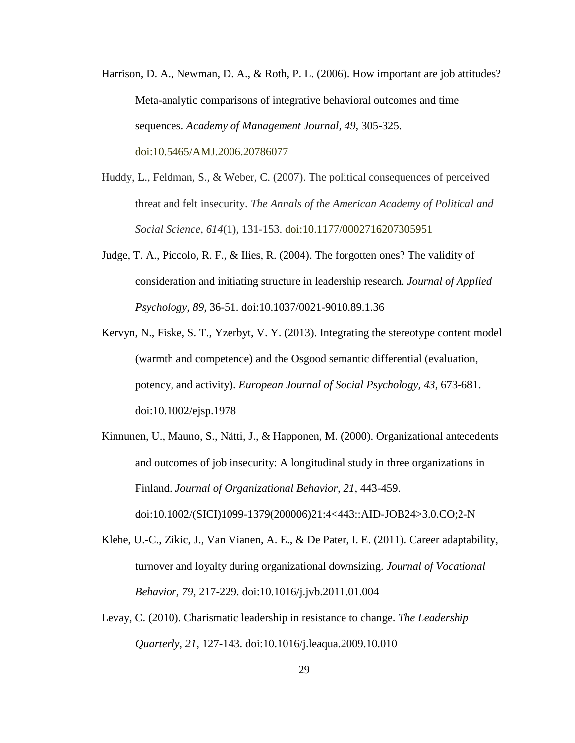Harrison, D. A., Newman, D. A., & Roth, P. L. (2006). How important are job attitudes? Meta-analytic comparisons of integrative behavioral outcomes and time sequences. *Academy of Management Journal, 49*, 305-325. doi:10.5465/AMJ.2006.20786077

Huddy, L., Feldman, S., & Weber, C. (2007). The political consequences of perceived threat and felt insecurity. *The Annals of the American Academy of Political and Social Science*, *614*(1), 131-153. doi:10.1177/0002716207305951

Judge, T. A., Piccolo, R. F., & Ilies, R. (2004). The forgotten ones? The validity of consideration and initiating structure in leadership research. *Journal of Applied Psychology, 89*, 36-51. doi:10.1037/0021-9010.89.1.36

Kervyn, N., Fiske, S. T., Yzerbyt, V. Y. (2013). Integrating the stereotype content model (warmth and competence) and the Osgood semantic differential (evaluation, potency, and activity). *European Journal of Social Psychology, 43*, 673-681. doi:10.1002/ejsp.1978

Kinnunen, U., Mauno, S., Nätti, J., & Happonen, M. (2000). Organizational antecedents and outcomes of job insecurity: A longitudinal study in three organizations in Finland. *Journal of Organizational Behavior, 21*, 443-459. doi:10.1002/(SICI)1099-1379(200006)21:4<443::AID-JOB24>3.0.CO;2-N

Klehe, U.-C., Zikic, J., Van Vianen, A. E., & De Pater, I. E. (2011). Career adaptability, turnover and loyalty during organizational downsizing. *Journal of Vocational Behavior, 79,* 217-229. doi:10.1016/j.jvb.2011.01.004

Levay, C. (2010). Charismatic leadership in resistance to change. *The Leadership Quarterly, 21,* 127-143. doi:10.1016/j.leaqua.2009.10.010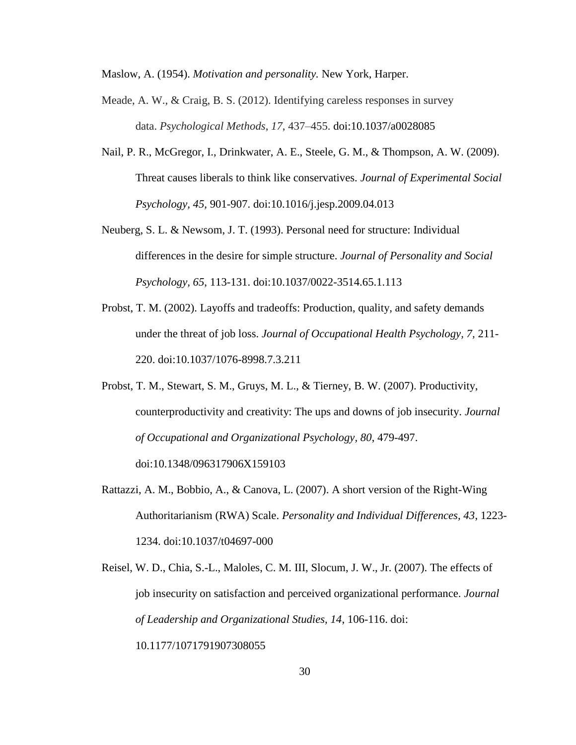Maslow, A. (1954). *Motivation and personality.* New York, Harper.

Meade, A. W., & Craig, B. S. (2012). Identifying careless responses in survey data. *Psychological Methods*, *17*, 437–455. doi:10.1037/a0028085

Nail, P. R., McGregor, I., Drinkwater, A. E., Steele, G. M., & Thompson, A. W. (2009). Threat causes liberals to think like conservatives. *Journal of Experimental Social Psychology, 45*, 901-907. doi:10.1016/j.jesp.2009.04.013

Neuberg, S. L. & Newsom, J. T. (1993). Personal need for structure: Individual differences in the desire for simple structure. *Journal of Personality and Social Psychology, 65*, 113-131. doi:10.1037/0022-3514.65.1.113

Probst, T. M. (2002). Layoffs and tradeoffs: Production, quality, and safety demands under the threat of job loss. *Journal of Occupational Health Psychology, 7,* 211-220. doi:10.1037/1076-8998.7.3.211

Probst, T. M., Stewart, S. M., Gruys, M. L., & Tierney, B. W. (2007). Productivity, counterproductivity and creativity: The ups and downs of job insecurity. *Journal of Occupational and Organizational Psychology, 80*, 479-497. doi:10.1348/096317906X159103

Rattazzi, A. M., Bobbio, A., & Canova, L. (2007). A short version of the Right-Wing Authoritarianism (RWA) Scale. *Personality and Individual Differences, 43*, 1223-1234. doi:10.1037/t04697-000

Reisel, W. D., Chia, S.-L., Maloles, C. M. III, Slocum, J. W., Jr. (2007). The effects of job insecurity on satisfaction and perceived organizational performance. *Journal of Leadership and Organizational Studies, 14*, 106-116. doi: 10.1177/1071791907308055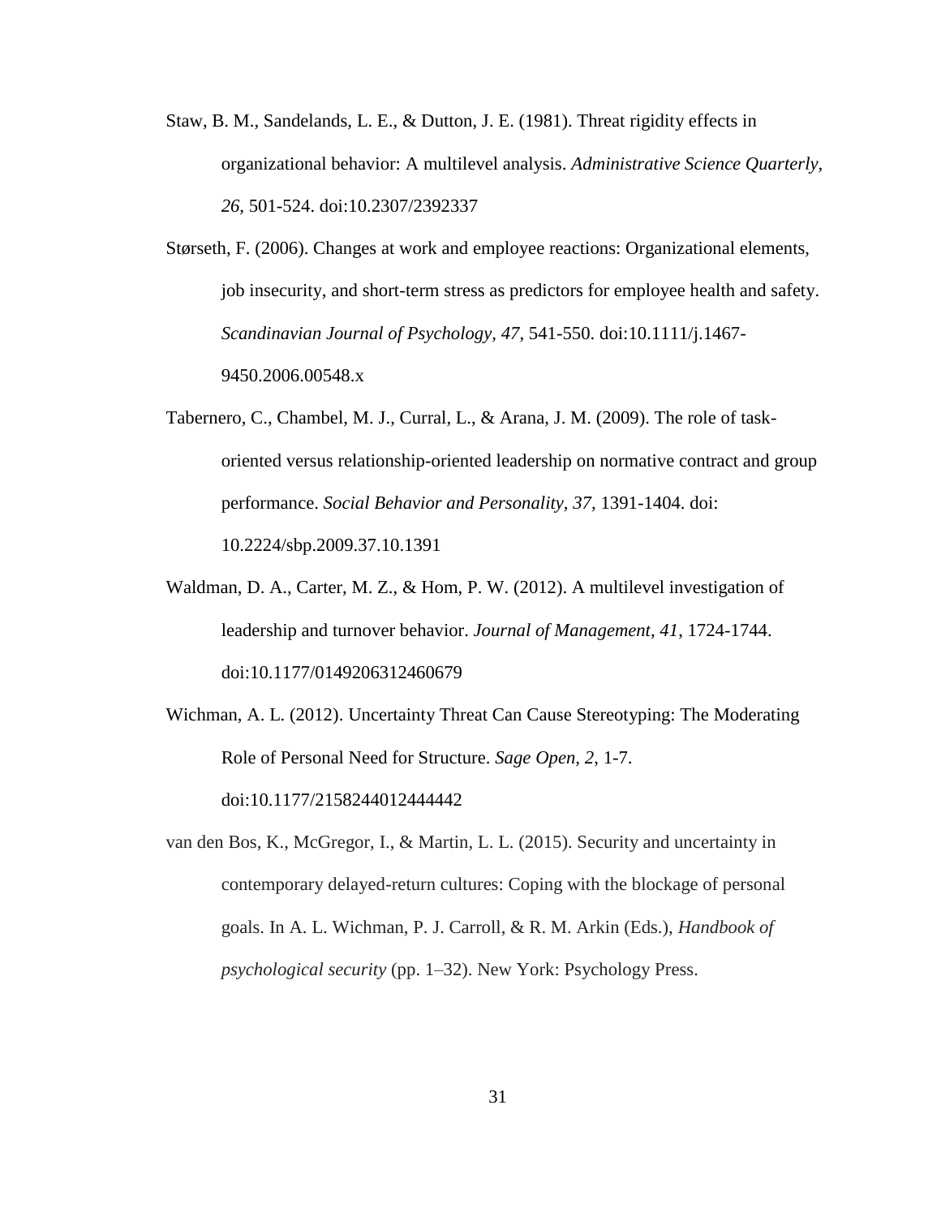Staw, B. M., Sandelands, L. E., & Dutton, J. E. (1981). Threat rigidity effects in organizational behavior: A multilevel analysis. *Administrative Science Quarterly, 26*, 501-524. doi:10.2307/2392337

Størseth, F. (2006). Changes at work and employee reactions: Organizational elements, job insecurity, and short-term stress as predictors for employee health and safety. *Scandinavian Journal of Psychology, 47*, 541-550. doi:10.1111/j.1467-9450.2006.00548.x

Tabernero, C., Chambel, M. J., Curral, L., & Arana, J. M. (2009). The role of task-oriented versus relationship-oriented leadership on normative contract and group performance. *Social Behavior and Personality, 37*, 1391-1404. doi: 10.2224/sbp.2009.37.10.1391

Waldman, D. A., Carter, M. Z., & Hom, P. W. (2012). A multilevel investigation of leadership and turnover behavior. *Journal of Management, 41*, 1724-1744. doi:10.1177/0149206312460679

Wichman, A. L. (2012). Uncertainty Threat Can Cause Stereotyping: The Moderating Role of Personal Need for Structure. *Sage Open, 2*, 1-7. doi:10.1177/2158244012444442

van den Bos, K., McGregor, I., & Martin, L. L. (2015). Security and uncertainty in contemporary delayed-return cultures: Coping with the blockage of personal goals. In A. L. Wichman, P. J. Carroll, & R. M. Arkin (Eds.), *Handbook of psychological security* (pp. 1–32). New York: Psychology Press.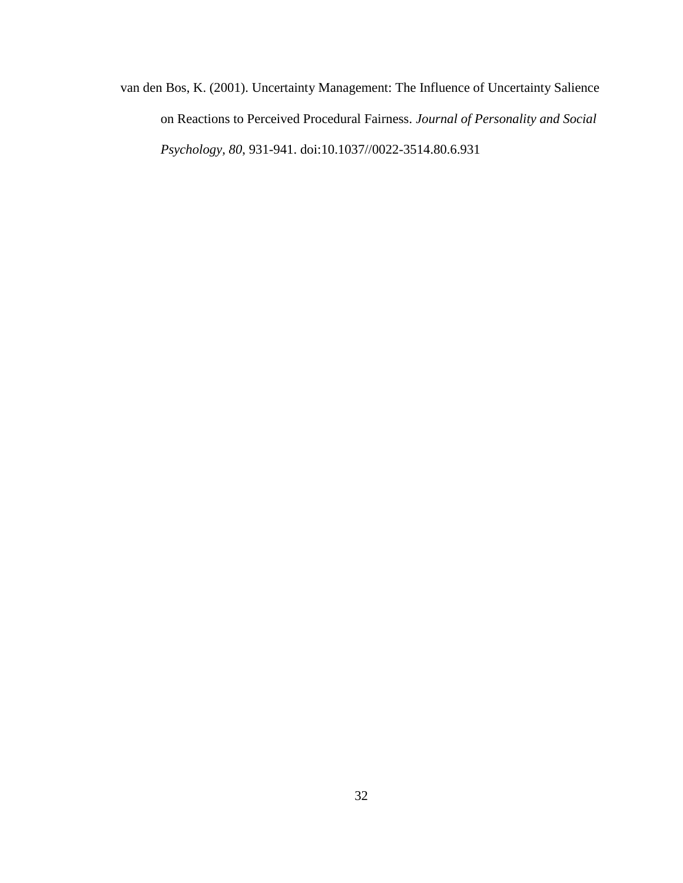van den Bos, K. (2001). Uncertainty Management: The Influence of Uncertainty Salience on Reactions to Perceived Procedural Fairness. *Journal of Personality and Social Psychology, 80*, 931-941. doi:10.1037//0022-3514.80.6.931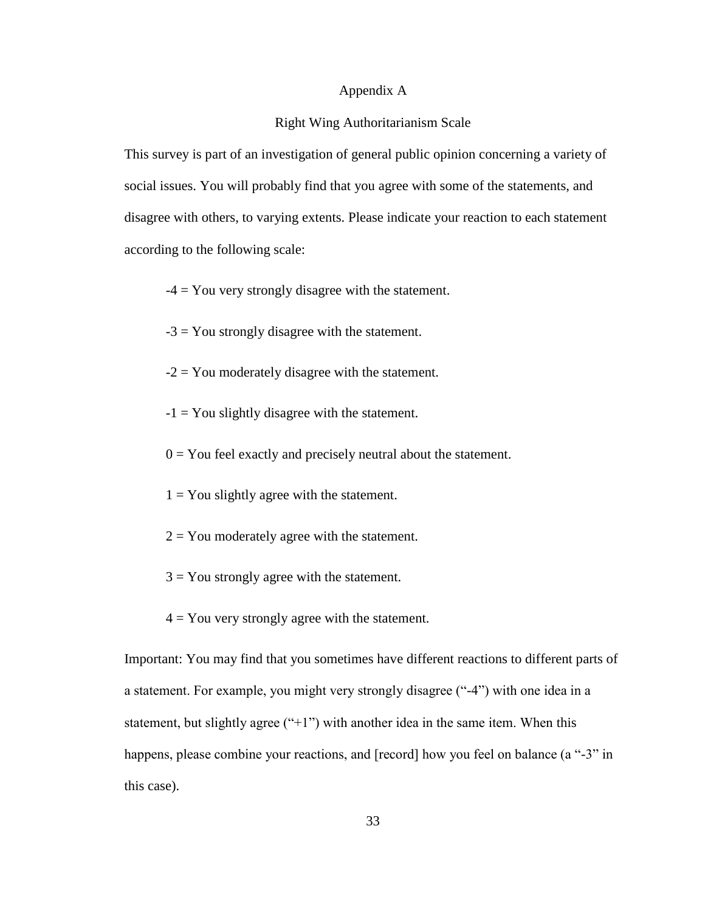# Appendix A

## Right Wing Authoritarianism Scale

This survey is part of an investigation of general public opinion concerning a variety of social issues. You will probably find that you agree with some of the statements, and disagree with others, to varying extents. Please indicate your reaction to each statement according to the following scale:

-4 = You very strongly disagree with the statement.

-3 = You strongly disagree with the statement.

-2 = You moderately disagree with the statement.

-1 = You slightly disagree with the statement.

0 = You feel exactly and precisely neutral about the statement.

1 = You slightly agree with the statement.

2 = You moderately agree with the statement.

3 = You strongly agree with the statement.

4 = You very strongly agree with the statement.

Important: You may find that you sometimes have different reactions to different parts of a statement. For example, you might very strongly disagree ("-4") with one idea in a statement, but slightly agree ("+1") with another idea in the same item. When this happens, please combine your reactions, and [record] how you feel on balance (a "-3" in this case).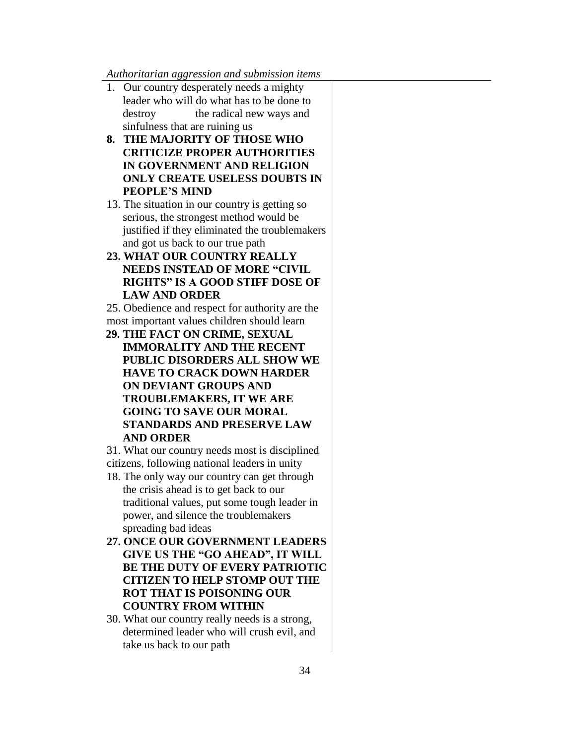*Authoritarian aggression and submission items*

1. Our country desperately needs a mighty leader who will do what has to be done to destroy the radical new ways and sinfulness that are ruining us

**8. THE MAJORITY OF THOSE WHO CRITICIZE PROPER AUTHORITIES IN GOVERNMENT AND RELIGION ONLY CREATE USELESS DOUBTS IN PEOPLE'S MIND**

13. The situation in our country is getting so serious, the strongest method would be justified if they eliminated the troublemakers and got us back to our true path

**23. WHAT OUR COUNTRY REALLY NEEDS INSTEAD OF MORE "CIVIL RIGHTS" IS A GOOD STIFF DOSE OF LAW AND ORDER**

25. Obedience and respect for authority are the most important values children should learn

**29. THE FACT ON CRIME, SEXUAL IMMORALITY AND THE RECENT PUBLIC DISORDERS ALL SHOW WE HAVE TO CRACK DOWN HARDER ON DEVIANT GROUPS AND TROUBLEMAKERS, IT WE ARE GOING TO SAVE OUR MORAL STANDARDS AND PRESERVE LAW AND ORDER**

31. What our country needs most is disciplined citizens, following national leaders in unity

18. The only way our country can get through the crisis ahead is to get back to our traditional values, put some tough leader in power, and silence the troublemakers spreading bad ideas

**27. ONCE OUR GOVERNMENT LEADERS GIVE US THE "GO AHEAD", IT WILL BE THE DUTY OF EVERY PATRIOTIC CITIZEN TO HELP STOMP OUT THE ROT THAT IS POISONING OUR COUNTRY FROM WITHIN**

30. What our country really needs is a strong, determined leader who will crush evil, and take us back to our path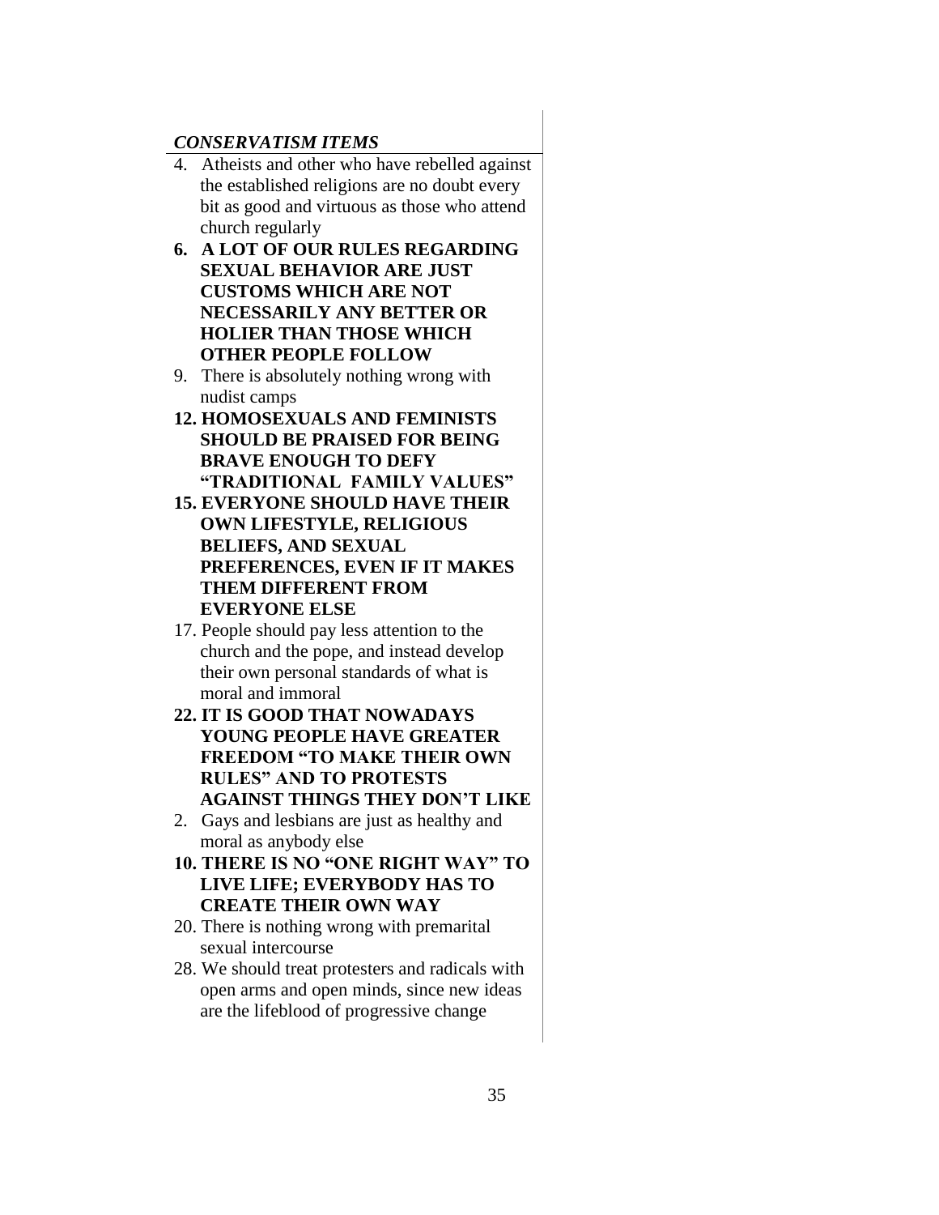*CONSERVATISM ITEMS*

4. Atheists and other who have rebelled against the established religions are no doubt every bit as good and virtuous as those who attend church regularly
**6. A LOT OF OUR RULES REGARDING SEXUAL BEHAVIOR ARE JUST CUSTOMS WHICH ARE NOT NECESSARILY ANY BETTER OR HOLIER THAN THOSE WHICH OTHER PEOPLE FOLLOW**
9. There is absolutely nothing wrong with nudist camps
**12. HOMOSEXUALS AND FEMINISTS SHOULD BE PRAISED FOR BEING BRAVE ENOUGH TO DEFY "TRADITIONAL FAMILY VALUES"**
**15. EVERYONE SHOULD HAVE THEIR OWN LIFESTYLE, RELIGIOUS BELIEFS, AND SEXUAL PREFERENCES, EVEN IF IT MAKES THEM DIFFERENT FROM EVERYONE ELSE**
17. People should pay less attention to the church and the pope, and instead develop their own personal standards of what is moral and immoral
**22. IT IS GOOD THAT NOWADAYS YOUNG PEOPLE HAVE GREATER FREEDOM "TO MAKE THEIR OWN RULES" AND TO PROTESTS AGAINST THINGS THEY DON'T LIKE**
2. Gays and lesbians are just as healthy and moral as anybody else
**10. THERE IS NO "ONE RIGHT WAY" TO LIVE LIFE; EVERYBODY HAS TO CREATE THEIR OWN WAY**
20. There is nothing wrong with premarital sexual intercourse
28. We should treat protesters and radicals with open arms and open minds, since new ideas are the lifeblood of progressive change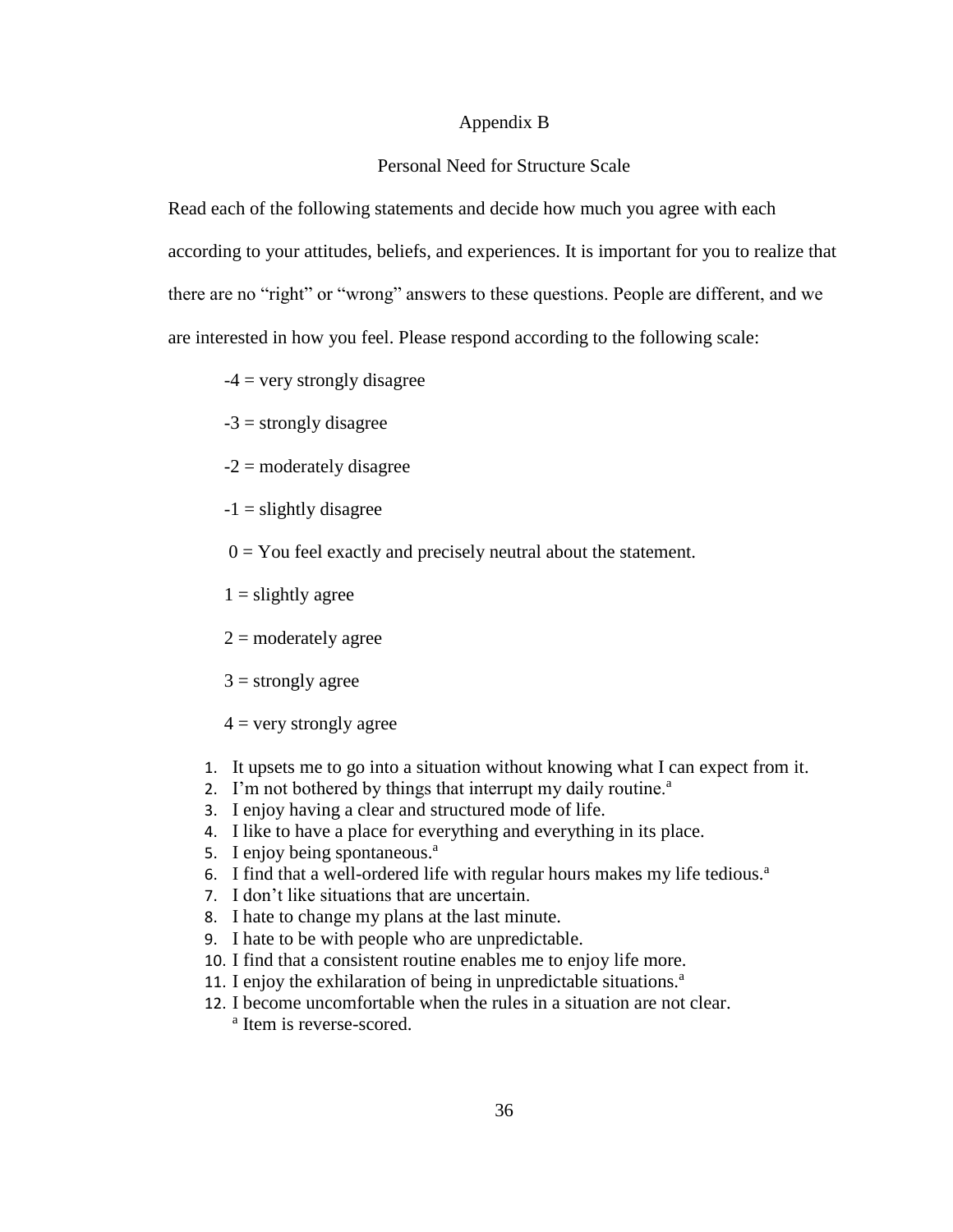# Appendix B

## Personal Need for Structure Scale

Read each of the following statements and decide how much you agree with each according to your attitudes, beliefs, and experiences. It is important for you to realize that there are no "right" or "wrong" answers to these questions. People are different, and we are interested in how you feel. Please respond according to the following scale:

-4 = very strongly disagree

-3 = strongly disagree

-2 = moderately disagree

-1 = slightly disagree

0 = You feel exactly and precisely neutral about the statement.

1 = slightly agree

2 = moderately agree

3 = strongly agree

4 = very strongly agree

1. It upsets me to go into a situation without knowing what I can expect from it.
2. I'm not bothered by things that interrupt my daily routine.[a]
3. I enjoy having a clear and structured mode of life.
4. I like to have a place for everything and everything in its place.
5. I enjoy being spontaneous.[a]
6. I find that a well-ordered life with regular hours makes my life tedious.[a]
7. I don't like situations that are uncertain.
8. I hate to change my plans at the last minute.
9. I hate to be with people who are unpredictable.
10. I find that a consistent routine enables me to enjoy life more.
11. I enjoy the exhilaration of being in unpredictable situations.[a]
12. I become uncomfortable when the rules in a situation are not clear.

[a] Item is reverse-scored.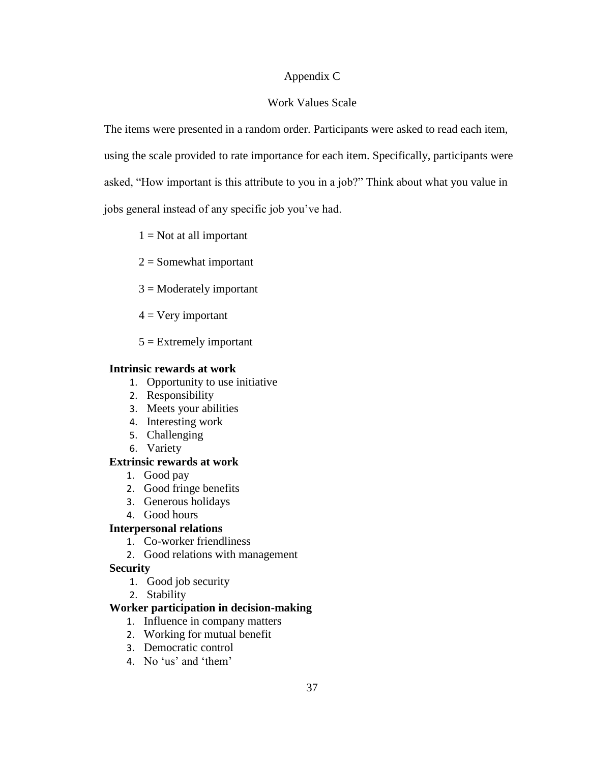# Appendix C

## Work Values Scale

The items were presented in a random order. Participants were asked to read each item, using the scale provided to rate importance for each item. Specifically, participants were asked, “How important is this attribute to you in a job?” Think about what you value in jobs general instead of any specific job you’ve had.

1 = Not at all important

2 = Somewhat important

3 = Moderately important

4 = Very important

5 = Extremely important

**Intrinsic rewards at work**

1. Opportunity to use initiative
2. Responsibility
3. Meets your abilities
4. Interesting work
5. Challenging
6. Variety

**Extrinsic rewards at work**

1. Good pay
2. Good fringe benefits
3. Generous holidays
4. Good hours

**Interpersonal relations**

1. Co-worker friendliness
2. Good relations with management

**Security**

1. Good job security
2. Stability

**Worker participation in decision-making**

1. Influence in company matters
2. Working for mutual benefit
3. Democratic control
4. No ‘us’ and ‘them’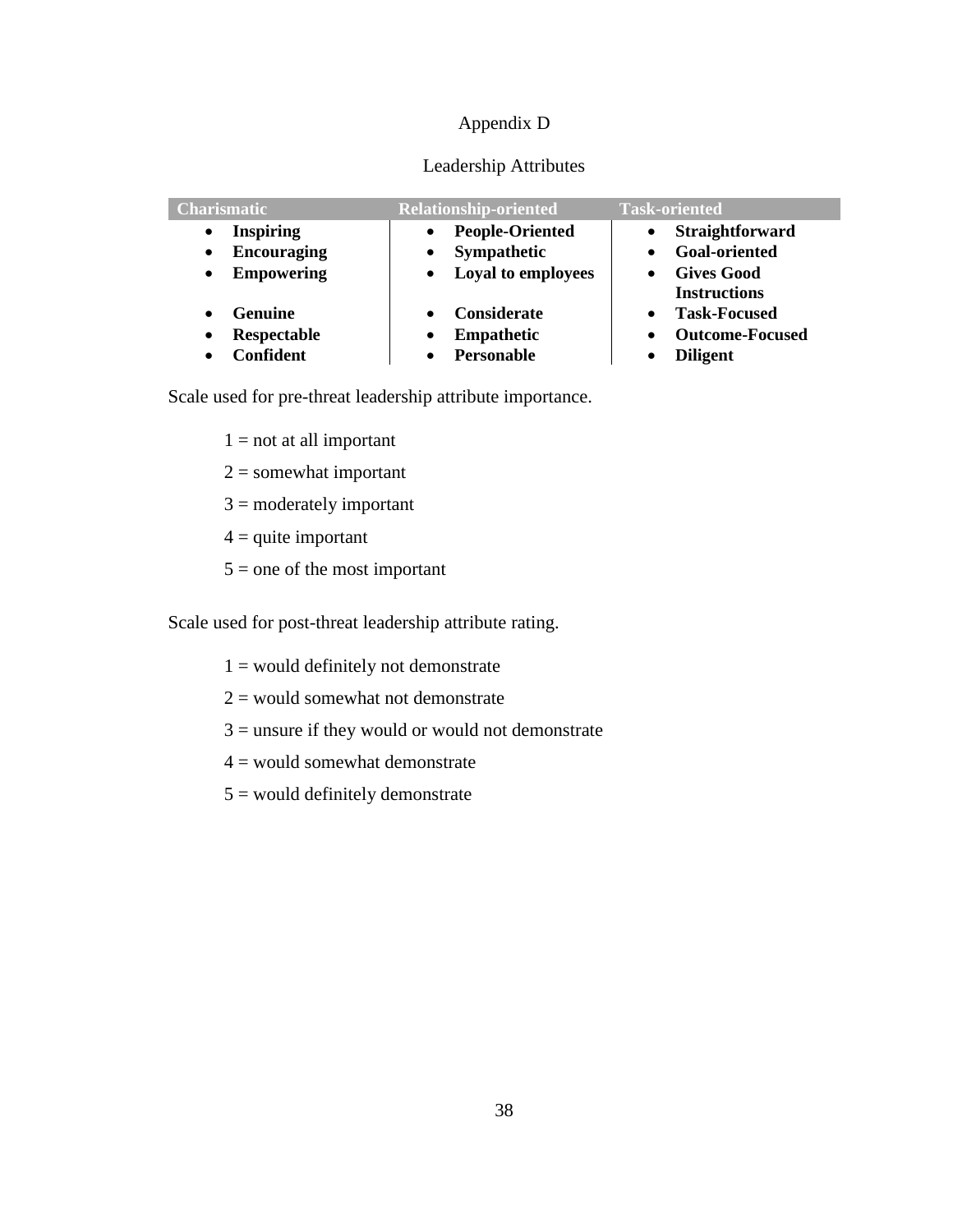# Appendix D

## Leadership Attributes

| Charismatic | Relationship-oriented | Task-oriented |
|---|---|---|
| • **Inspiring** | • **People-Oriented** | • **Straightforward** |
| • **Encouraging** | • **Sympathetic** | • **Goal-oriented** |
| • **Empowering** | • **Loyal to employees** | • **Gives Good Instructions** |
| • **Genuine** | • **Considerate** | • **Task-Focused** |
| • **Respectable** | • **Empathetic** | • **Outcome-Focused** |
| • **Confident** | • **Personable** | • **Diligent** |

Scale used for pre-threat leadership attribute importance.

1 = not at all important

2 = somewhat important

3 = moderately important

4 = quite important

5 = one of the most important

Scale used for post-threat leadership attribute rating.

1 = would definitely not demonstrate

2 = would somewhat not demonstrate

3 = unsure if they would or would not demonstrate

4 = would somewhat demonstrate

5 = would definitely demonstrate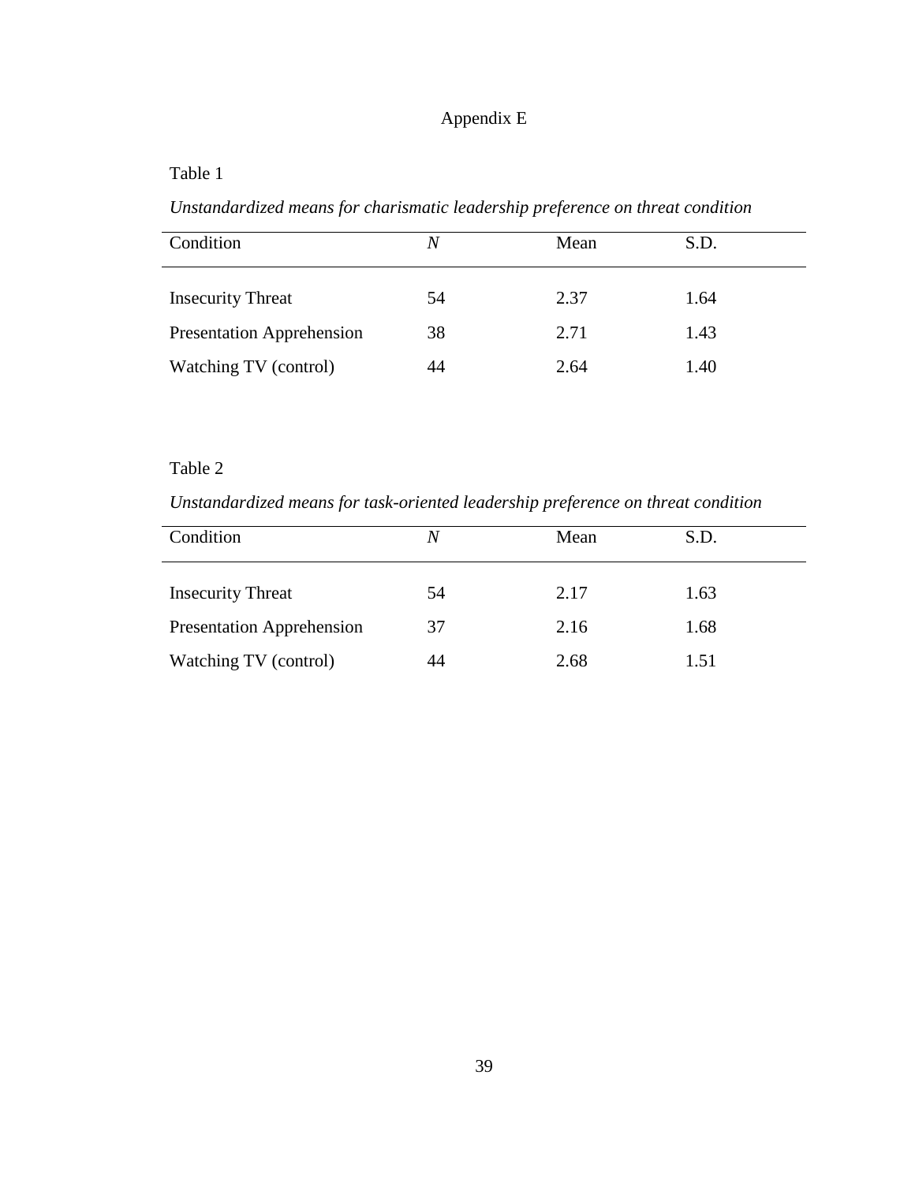# Appendix E

Table 1

*Unstandardized means for charismatic leadership preference on threat condition*

| Condition | *N* | Mean | S.D. |
|---|---|---|---|
| Insecurity Threat | 54 | 2.37 | 1.64 |
| Presentation Apprehension | 38 | 2.71 | 1.43 |
| Watching TV (control) | 44 | 2.64 | 1.40 |

Table 2

*Unstandardized means for task-oriented leadership preference on threat condition*

| Condition | *N* | Mean | S.D. |
|---|---|---|---|
| Insecurity Threat | 54 | 2.17 | 1.63 |
| Presentation Apprehension | 37 | 2.16 | 1.68 |
| Watching TV (control) | 44 | 2.68 | 1.51 |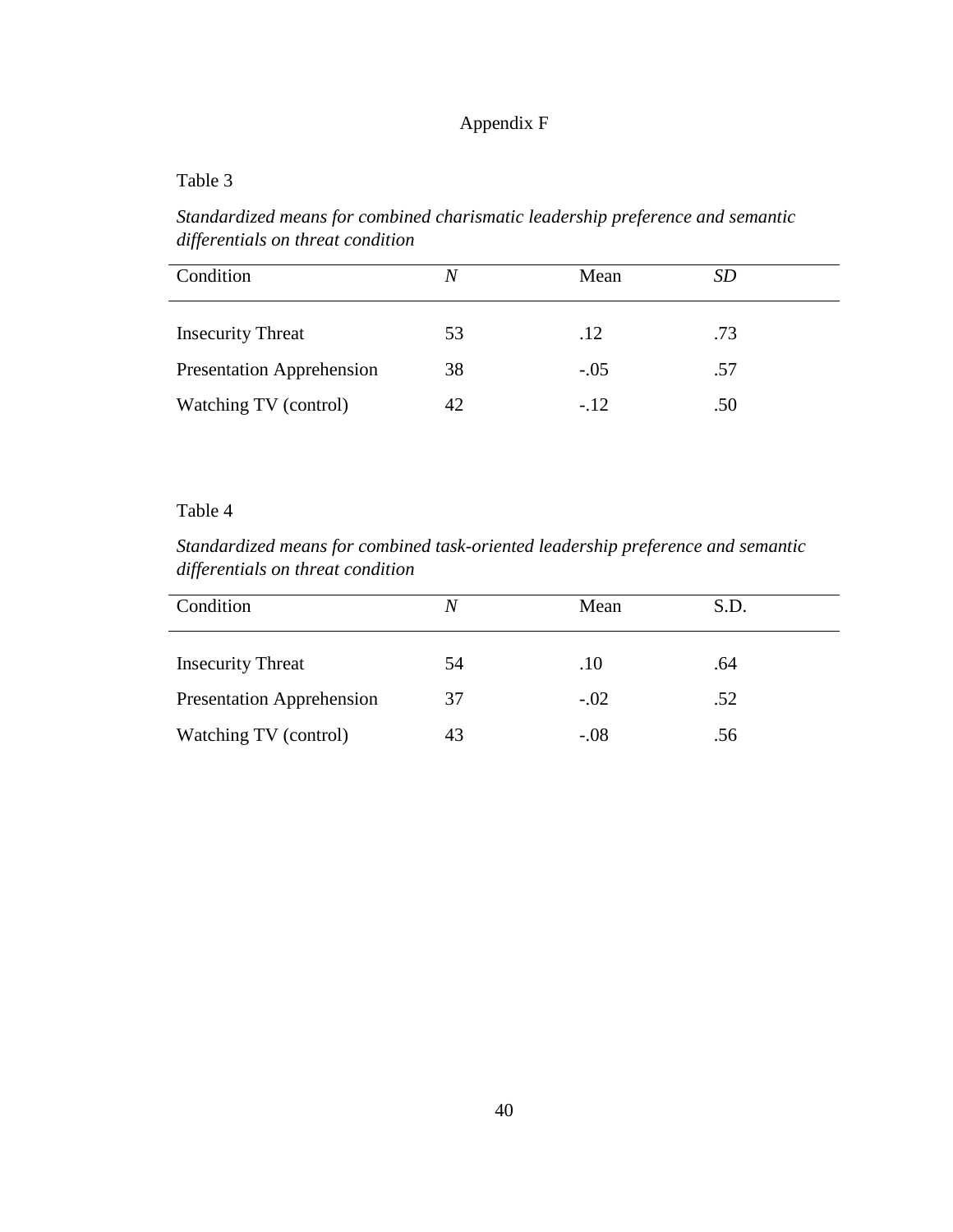# Appendix F

Table 3

*Standardized means for combined charismatic leadership preference and semantic differentials on threat condition*

| Condition | *N* | Mean | *SD* |
|---|---|---|---|
| Insecurity Threat | 53 | .12 | .73 |
| Presentation Apprehension | 38 | -.05 | .57 |
| Watching TV (control) | 42 | -.12 | .50 |

Table 4

*Standardized means for combined task-oriented leadership preference and semantic differentials on threat condition*

| Condition | *N* | Mean | S.D. |
|---|---|---|---|
| Insecurity Threat | 54 | .10 | .64 |
| Presentation Apprehension | 37 | -.02 | .52 |
| Watching TV (control) | 43 | -.08 | .56 |